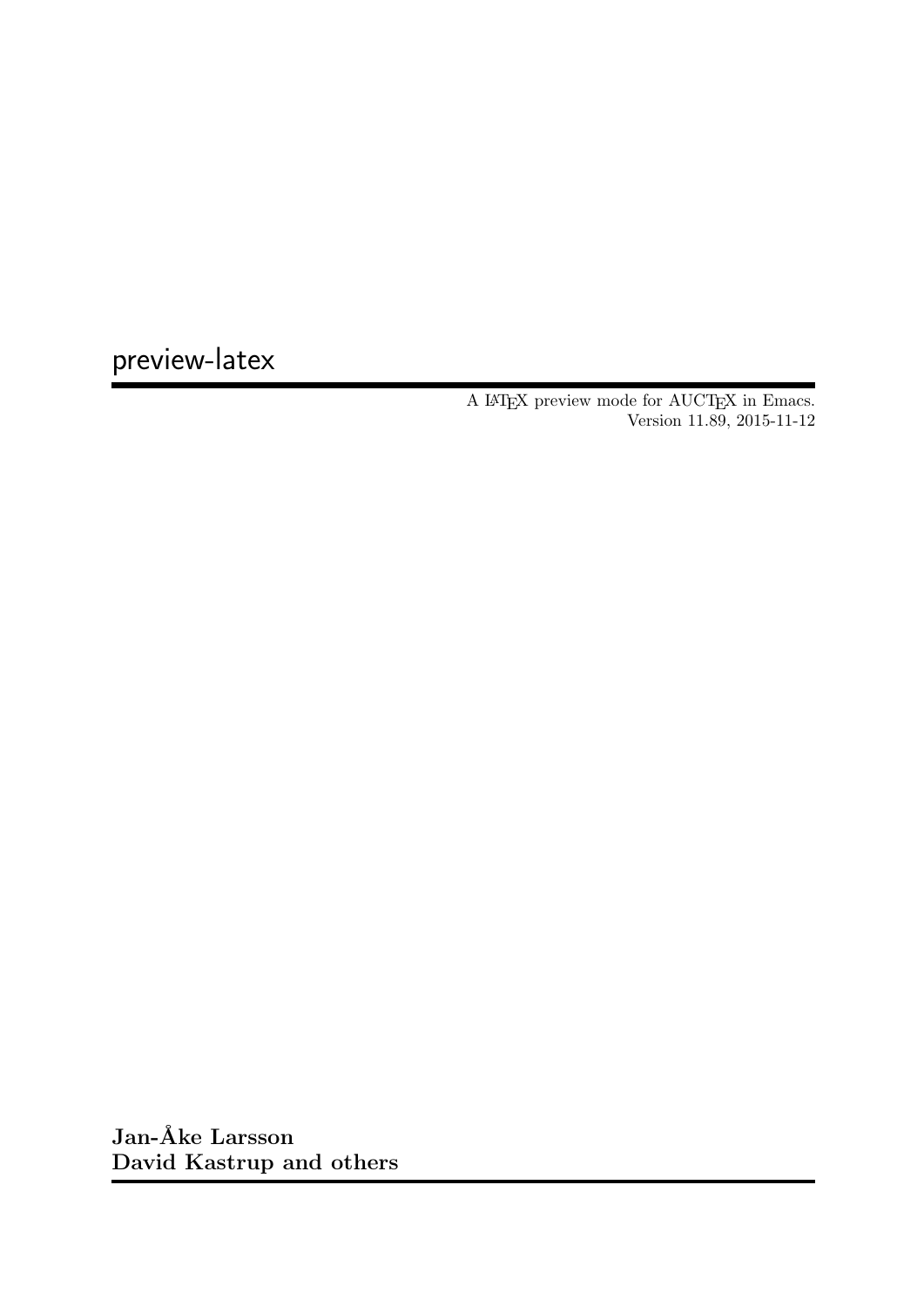# preview-latex

A LaTeX preview mode for AUCTeX in Emacs.
Version 11.89, 2015-11-12

**Jan-Åke Larsson**
**David Kastrup and others**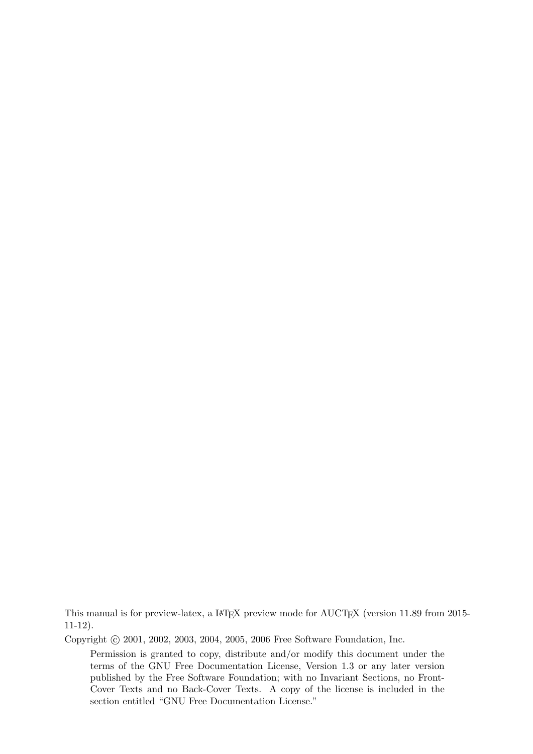This manual is for preview-latex, a LaTeX preview mode for AUCTeX (version 11.89 from 2015-11-12).

Copyright © 2001, 2002, 2003, 2004, 2005, 2006 Free Software Foundation, Inc.

> Permission is granted to copy, distribute and/or modify this document under the terms of the GNU Free Documentation License, Version 1.3 or any later version published by the Free Software Foundation; with no Invariant Sections, no Front-Cover Texts and no Back-Cover Texts. A copy of the license is included in the section entitled "GNU Free Documentation License."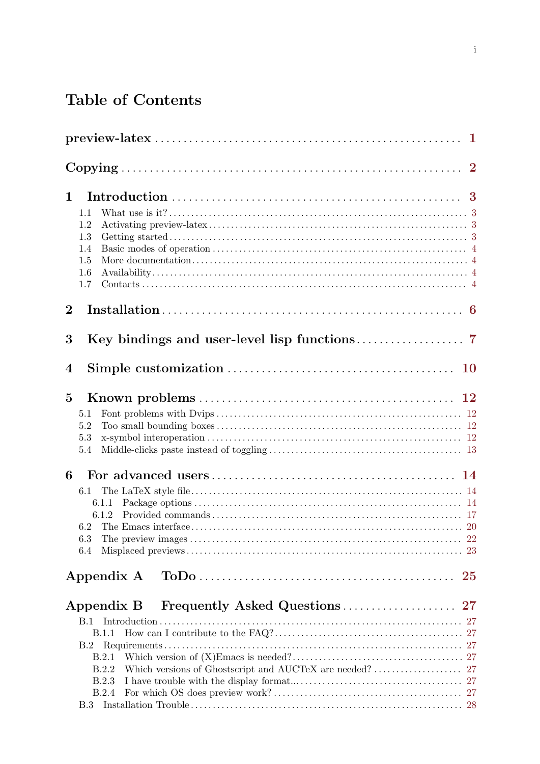# Table of Contents

**preview-latex** ........................................................ 1

**Copying** ............................................................... 2

**1 Introduction** ........................................................ 3

- 1.1 What use is it? ..................................................... 3
- 1.2 Activating preview-latex ............................................ 3
- 1.3 Getting started ..................................................... 3
- 1.4 Basic modes of operation ............................................ 4
- 1.5 More documentation .................................................. 4
- 1.6 Availability ........................................................ 4
- 1.7 Contacts ............................................................ 4

**2 Installation** ........................................................ 6

**3 Key bindings and user-level lisp functions** .......................... 7

**4 Simple customization** ................................................ 10

**5 Known problems** ...................................................... 12

- 5.1 Font problems with Dvips ............................................ 12
- 5.2 Too small bounding boxes ............................................ 12
- 5.3 x-symbol interoperation ............................................. 12
- 5.4 Middle-clicks paste instead of toggling ............................. 13

**6 For advanced users** .................................................. 14

- 6.1 The LaTeX style file ................................................ 14
  - 6.1.1 Package options ................................................. 14
  - 6.1.2 Provided commands ............................................... 17
- 6.2 The Emacs interface ................................................. 20
- 6.3 The preview images .................................................. 22
- 6.4 Misplaced previews .................................................. 23

**Appendix A ToDo** ....................................................... 25

**Appendix B Frequently Asked Questions** ................................. 27

- B.1 Introduction ........................................................ 27
  - B.1.1 How can I contribute to the FAQ? ................................ 27
- B.2 Requirements ........................................................ 27
  - B.2.1 Which version of (X)Emacs is needed? ............................ 27
  - B.2.2 Which versions of Ghostscript and AUCTeX are needed? ............ 27
  - B.2.3 I have trouble with the display format... ....................... 27
  - B.2.4 For which OS does preview work? ................................. 27
- B.3 Installation Trouble ................................................ 28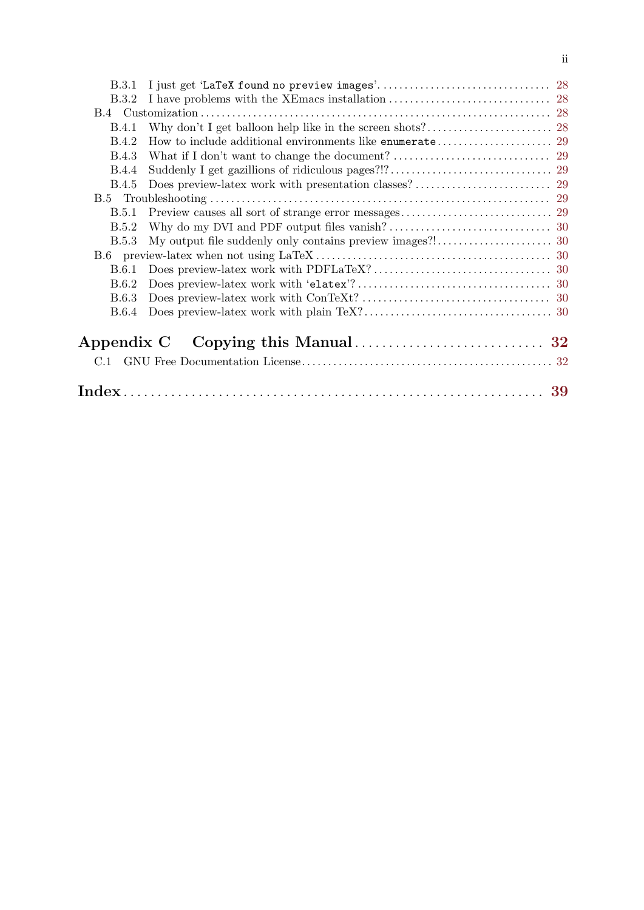- B.3.1 I just get '`LaTeX found no preview images`' ..... 28
- B.3.2 I have problems with the XEmacs installation ..... 28
- B.4 Customization ..... 28
  - B.4.1 Why don't I get balloon help like in the screen shots? ..... 28
  - B.4.2 How to include additional environments like `enumerate` ..... 29
  - B.4.3 What if I don't want to change the document? ..... 29
  - B.4.4 Suddenly I get gazillions of ridiculous pages?!? ..... 29
  - B.4.5 Does preview-latex work with presentation classes? ..... 29
- B.5 Troubleshooting ..... 29
  - B.5.1 Preview causes all sort of strange error messages ..... 29
  - B.5.2 Why do my DVI and PDF output files vanish? ..... 30
  - B.5.3 My output file suddenly only contains preview images?! ..... 30
- B.6 preview-latex when not using LaTeX ..... 30
  - B.6.1 Does preview-latex work with PDFLaTeX? ..... 30
  - B.6.2 Does preview-latex work with '`elatex`'? ..... 30
  - B.6.3 Does preview-latex work with ConTeXt? ..... 30
  - B.6.4 Does preview-latex work with plain TeX? ..... 30

**Appendix C Copying this Manual ..... 32**

- C.1 GNU Free Documentation License ..... 32

**Index ..... 39**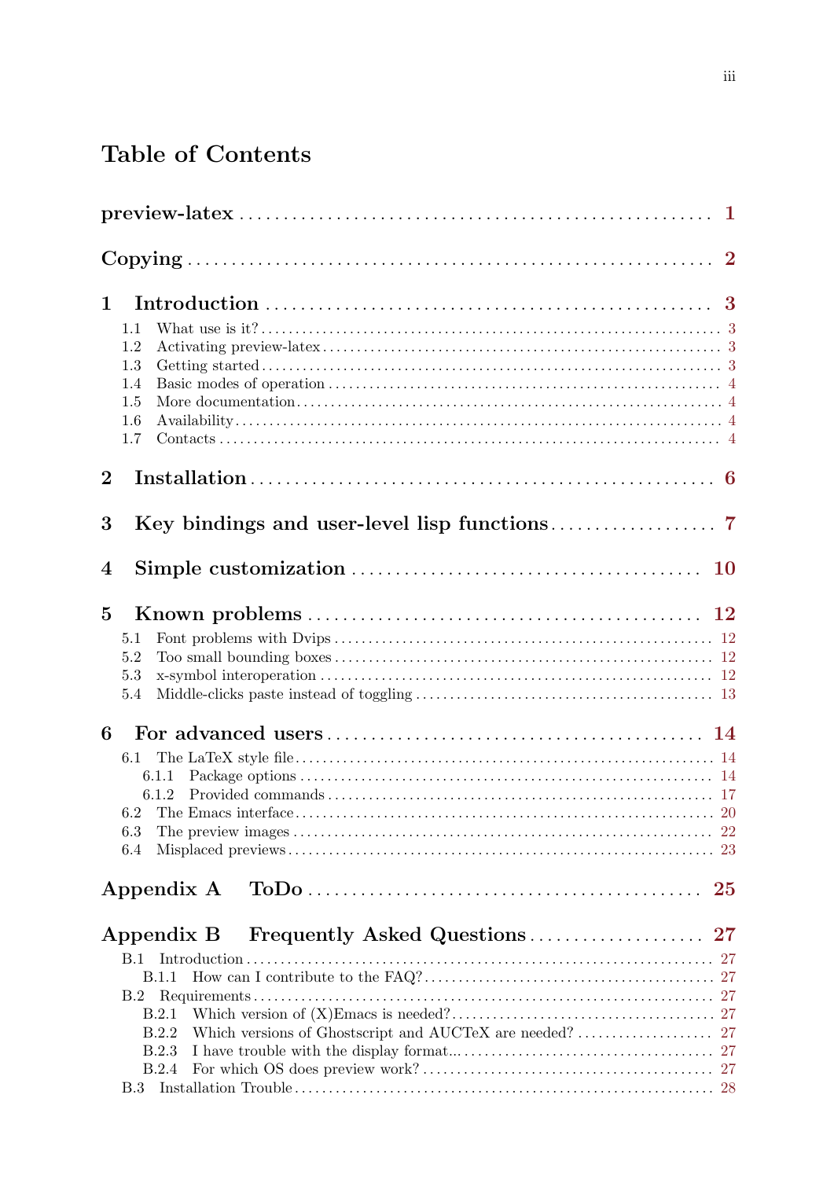# Table of Contents

**preview-latex** ..................................................... **1**

**Copying** ..................................................... **2**

**1 Introduction** ..................................................... **3**

- 1.1 What use is it? ..................................................... 3
- 1.2 Activating preview-latex ..................................................... 3
- 1.3 Getting started ..................................................... 3
- 1.4 Basic modes of operation ..................................................... 4
- 1.5 More documentation ..................................................... 4
- 1.6 Availability ..................................................... 4
- 1.7 Contacts ..................................................... 4

**2 Installation** ..................................................... **6**

**3 Key bindings and user-level lisp functions** ..................... **7**

**4 Simple customization** ..................................................... **10**

**5 Known problems** ..................................................... **12**

- 5.1 Font problems with Dvips ..................................................... 12
- 5.2 Too small bounding boxes ..................................................... 12
- 5.3 x-symbol interoperation ..................................................... 12
- 5.4 Middle-clicks paste instead of toggling ..................................................... 13

**6 For advanced users** ..................................................... **14**

- 6.1 The LaTeX style file ..................................................... 14
  - 6.1.1 Package options ..................................................... 14
  - 6.1.2 Provided commands ..................................................... 17
- 6.2 The Emacs interface ..................................................... 20
- 6.3 The preview images ..................................................... 22
- 6.4 Misplaced previews ..................................................... 23

**Appendix A ToDo** ..................................................... **25**

**Appendix B Frequently Asked Questions** ..................... **27**

- B.1 Introduction ..................................................... 27
  - B.1.1 How can I contribute to the FAQ? ..................................................... 27
- B.2 Requirements ..................................................... 27
  - B.2.1 Which version of (X)Emacs is needed? ..................................................... 27
  - B.2.2 Which versions of Ghostscript and AUCTeX are needed? ..................... 27
  - B.2.3 I have trouble with the display format... ..................................................... 27
  - B.2.4 For which OS does preview work? ..................................................... 27
- B.3 Installation Trouble ..................................................... 28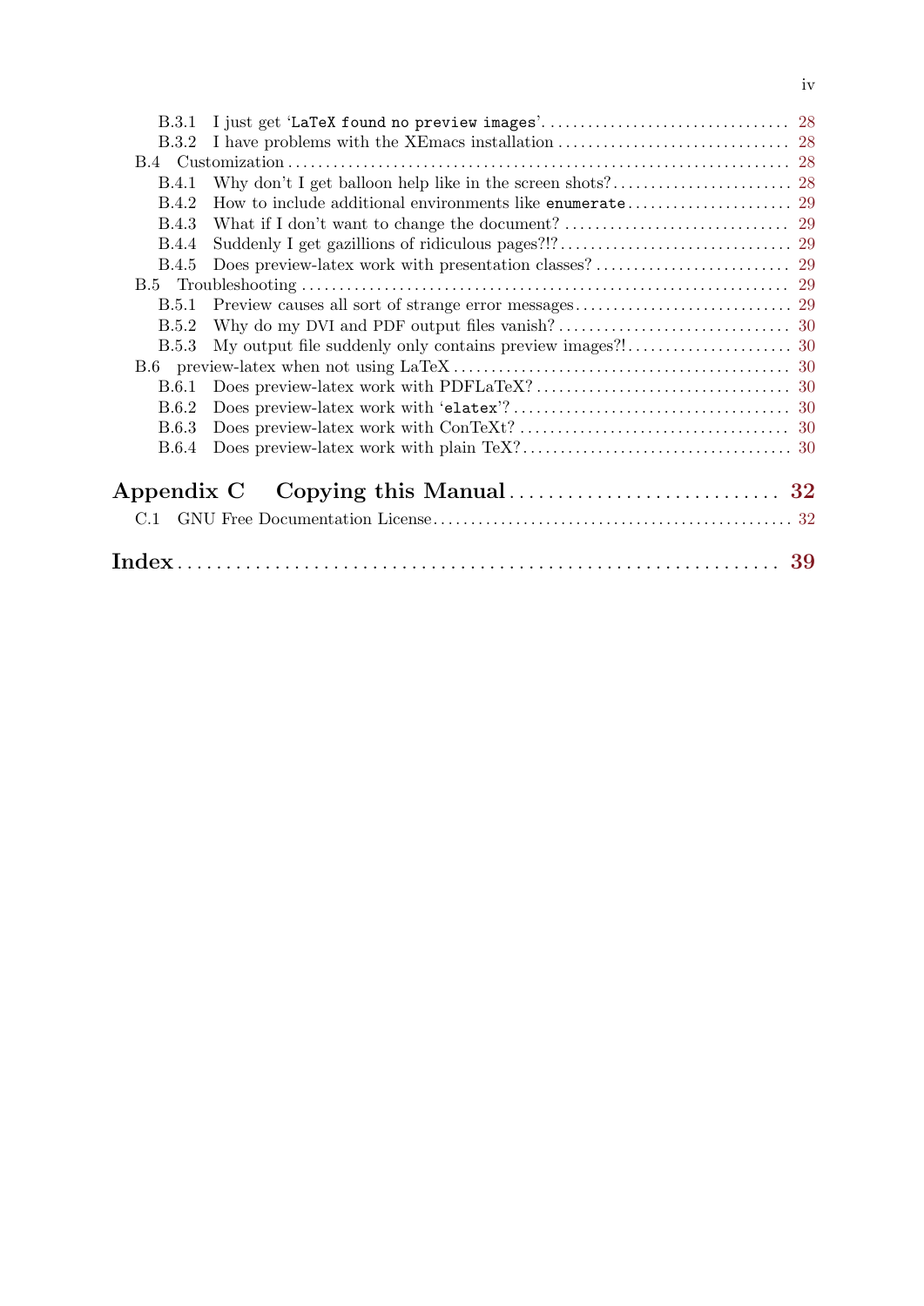B.3.1 I just get '`LaTeX found no preview images`' . . . . . . . . . . 28
B.3.2 I have problems with the XEmacs installation . . . . . . . . . . 28
B.4 Customization . . . . . . . . . . 28
B.4.1 Why don't I get balloon help like in the screen shots? . . . . . . . . . . 28
B.4.2 How to include additional environments like `enumerate` . . . . . . . . . . 29
B.4.3 What if I don't want to change the document? . . . . . . . . . . 29
B.4.4 Suddenly I get gazillions of ridiculous pages?!? . . . . . . . . . . 29
B.4.5 Does preview-latex work with presentation classes? . . . . . . . . . . 29
B.5 Troubleshooting . . . . . . . . . . 29
B.5.1 Preview causes all sort of strange error messages . . . . . . . . . . 29
B.5.2 Why do my DVI and PDF output files vanish? . . . . . . . . . . 30
B.5.3 My output file suddenly only contains preview images?! . . . . . . . . . . 30
B.6 preview-latex when not using LaTeX . . . . . . . . . . 30
B.6.1 Does preview-latex work with PDFLaTeX? . . . . . . . . . . 30
B.6.2 Does preview-latex work with '`elatex`'? . . . . . . . . . . 30
B.6.3 Does preview-latex work with ConTeXt? . . . . . . . . . . 30
B.6.4 Does preview-latex work with plain TeX? . . . . . . . . . . 30

**Appendix C Copying this Manual . . . . . . . . . . 32**

C.1 GNU Free Documentation License . . . . . . . . . . 32

**Index . . . . . . . . . . 39**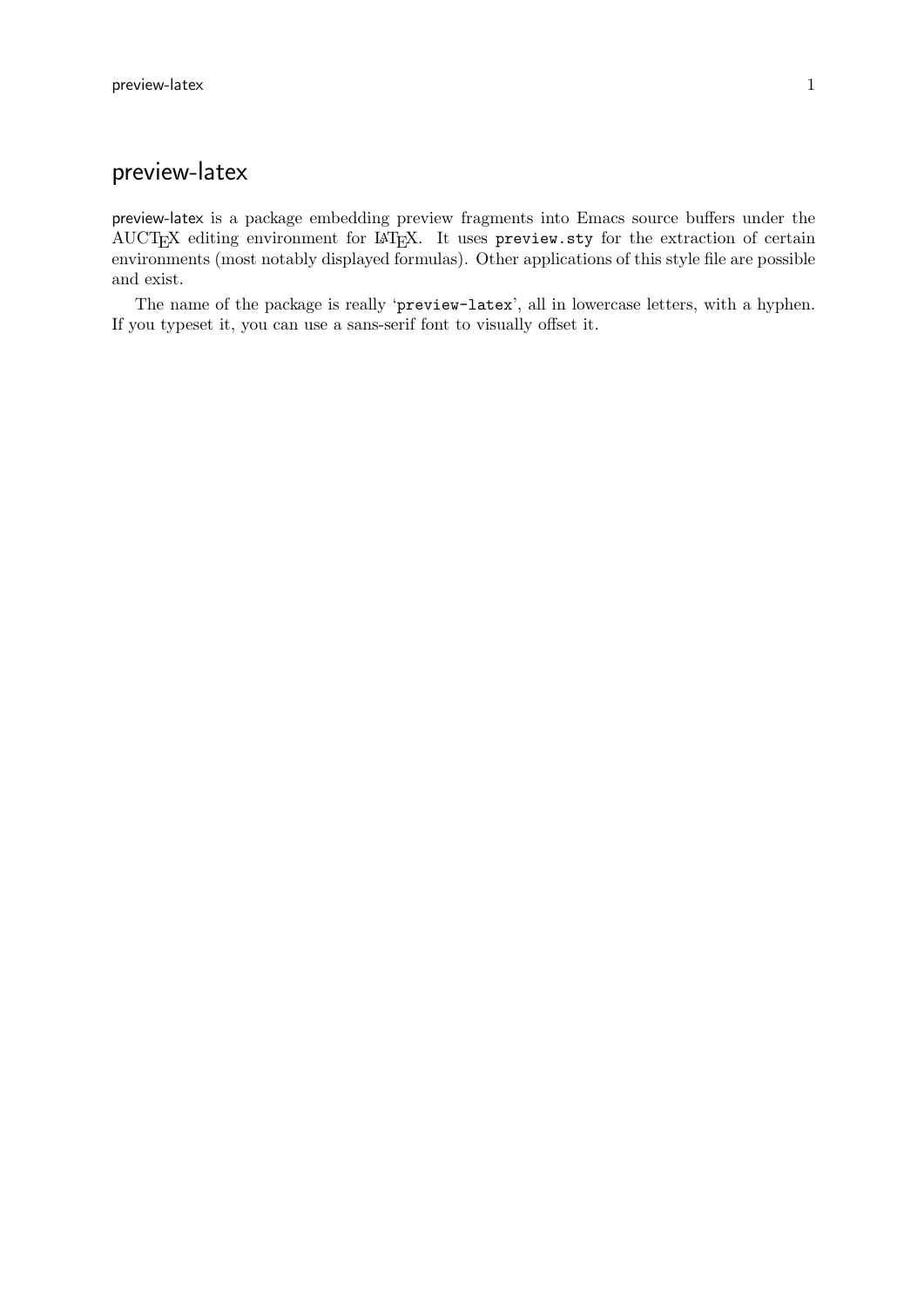# preview-latex

preview-latex is a package embedding preview fragments into Emacs source buffers under the AUCTeX editing environment for LaTeX. It uses `preview.sty` for the extraction of certain environments (most notably displayed formulas). Other applications of this style file are possible and exist.

The name of the package is really '`preview-latex`', all in lowercase letters, with a hyphen. If you typeset it, you can use a sans-serif font to visually offset it.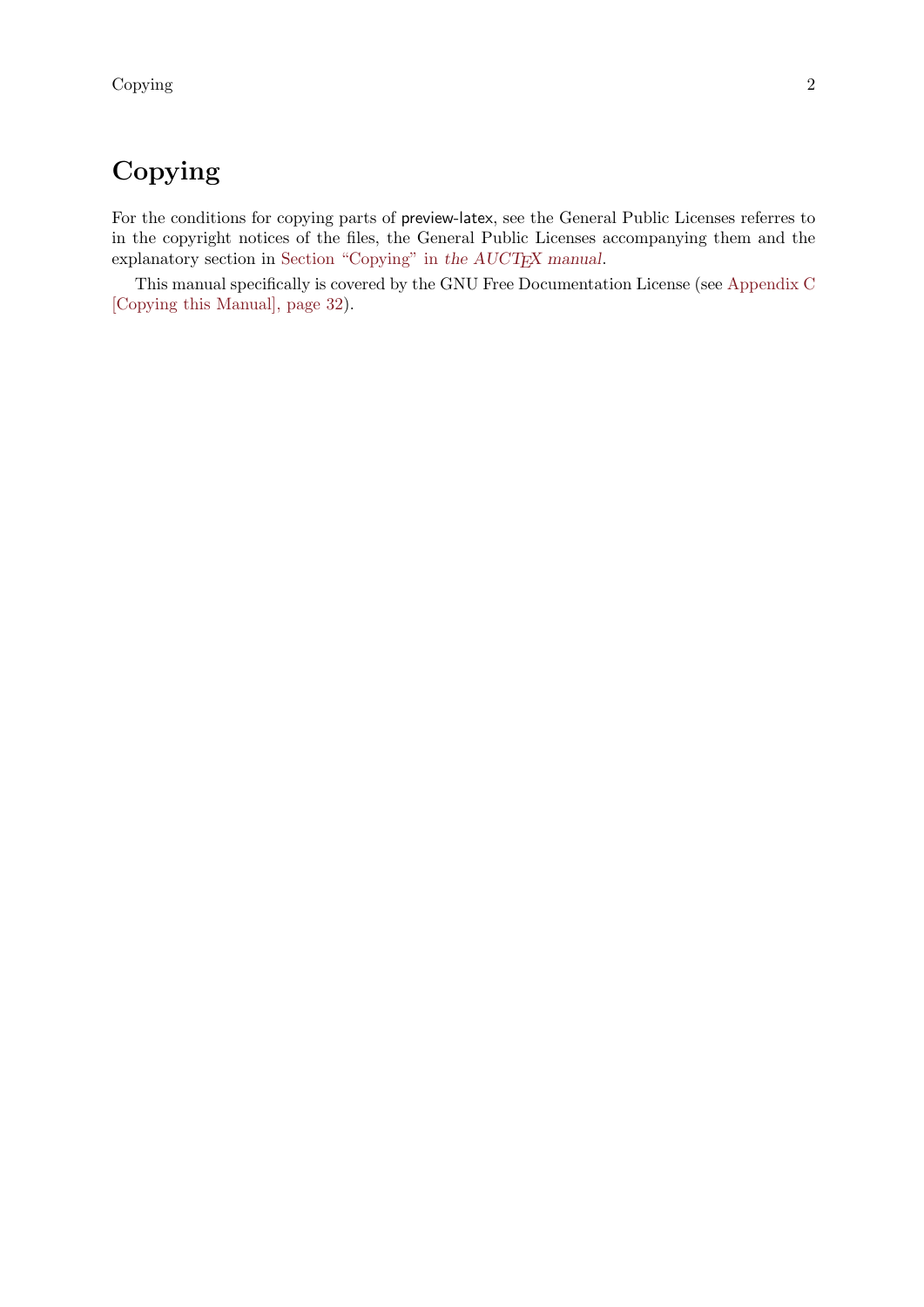# Copying

For the conditions for copying parts of preview-latex, see the General Public Licenses referres to in the copyright notices of the files, the General Public Licenses accompanying them and the explanatory section in Section "Copying" in *the AUCTEX manual*.

This manual specifically is covered by the GNU Free Documentation License (see Appendix C [Copying this Manual], page 32).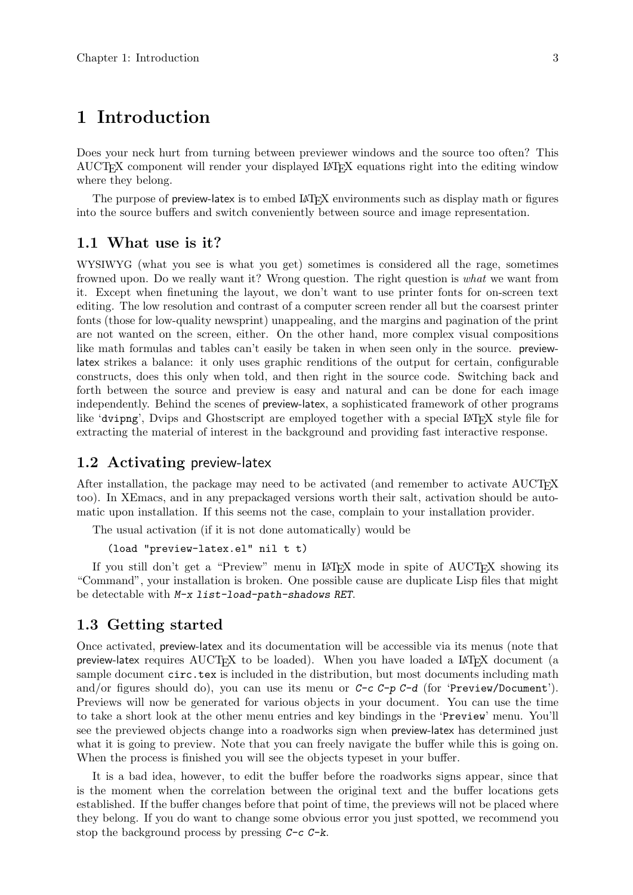# 1 Introduction

Does your neck hurt from turning between previewer windows and the source too often? This AUCTEX component will render your displayed LATEX equations right into the editing window where they belong.

The purpose of preview-latex is to embed LATEX environments such as display math or figures into the source buffers and switch conveniently between source and image representation.

## 1.1 What use is it?

WYSIWYG (what you see is what you get) sometimes is considered all the rage, sometimes frowned upon. Do we really want it? Wrong question. The right question is *what* we want from it. Except when finetuning the layout, we don't want to use printer fonts for on-screen text editing. The low resolution and contrast of a computer screen render all but the coarsest printer fonts (those for low-quality newsprint) unappealing, and the margins and pagination of the print are not wanted on the screen, either. On the other hand, more complex visual compositions like math formulas and tables can't easily be taken in when seen only in the source. preview-latex strikes a balance: it only uses graphic renditions of the output for certain, configurable constructs, does this only when told, and then right in the source code. Switching back and forth between the source and preview is easy and natural and can be done for each image independently. Behind the scenes of preview-latex, a sophisticated framework of other programs like '`dvipng`', Dvips and Ghostscript are employed together with a special LATEX style file for extracting the material of interest in the background and providing fast interactive response.

## 1.2 Activating preview-latex

After installation, the package may need to be activated (and remember to activate AUCTEX too). In XEmacs, and in any prepackaged versions worth their salt, activation should be automatic upon installation. If this seems not the case, complain to your installation provider.

The usual activation (if it is not done automatically) would be

```
(load "preview-latex.el" nil t t)
```

If you still don't get a "Preview" menu in LATEX mode in spite of AUCTEX showing its "Command", your installation is broken. One possible cause are duplicate Lisp files that might be detectable with *M-x list-load-path-shadows RET*.

## 1.3 Getting started

Once activated, preview-latex and its documentation will be accessible via its menus (note that preview-latex requires AUCTEX to be loaded). When you have loaded a LATEX document (a sample document `circ.tex` is included in the distribution, but most documents including math and/or figures should do), you can use its menu or *C-c C-p C-d* (for '`Preview/Document`'). Previews will now be generated for various objects in your document. You can use the time to take a short look at the other menu entries and key bindings in the '`Preview`' menu. You'll see the previewed objects change into a roadworks sign when preview-latex has determined just what it is going to preview. Note that you can freely navigate the buffer while this is going on. When the process is finished you will see the objects typeset in your buffer.

It is a bad idea, however, to edit the buffer before the roadworks signs appear, since that is the moment when the correlation between the original text and the buffer locations gets established. If the buffer changes before that point of time, the previews will not be placed where they belong. If you do want to change some obvious error you just spotted, we recommend you stop the background process by pressing *C-c C-k*.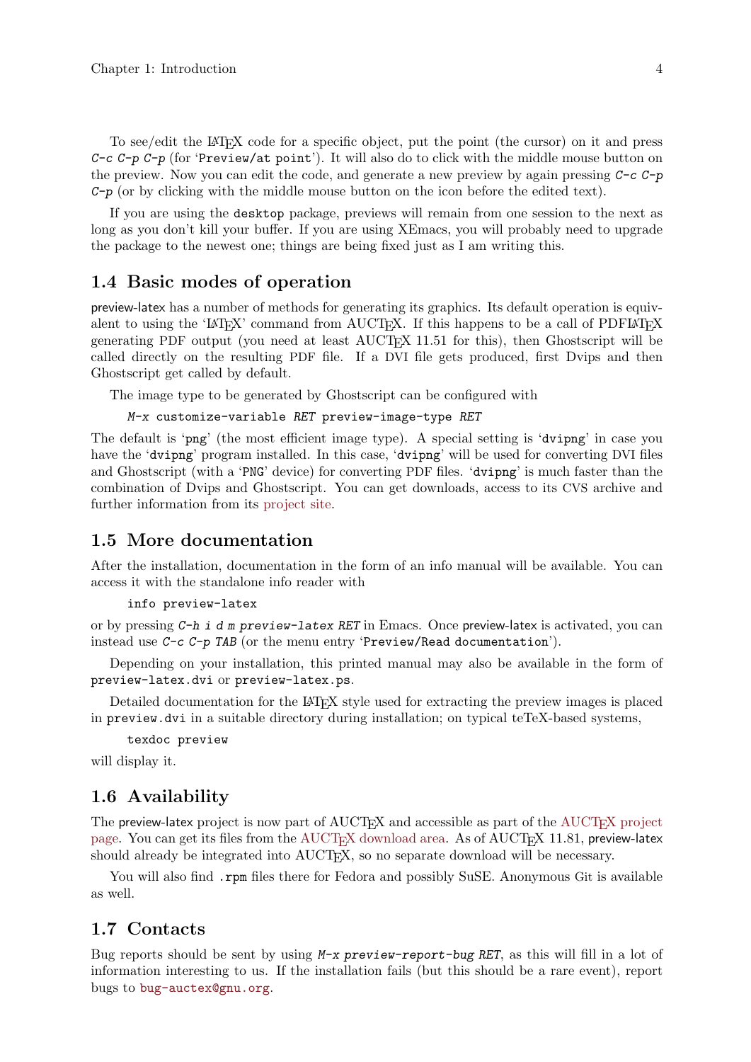To see/edit the LaTeX code for a specific object, put the point (the cursor) on it and press *C-c C-p C-p* (for '`Preview/at point`'). It will also do to click with the middle mouse button on the preview. Now you can edit the code, and generate a new preview by again pressing *C-c C-p C-p* (or by clicking with the middle mouse button on the icon before the edited text).

If you are using the `desktop` package, previews will remain from one session to the next as long as you don't kill your buffer. If you are using XEmacs, you will probably need to upgrade the package to the newest one; things are being fixed just as I am writing this.

## 1.4 Basic modes of operation

preview-latex has a number of methods for generating its graphics. Its default operation is equivalent to using the 'LaTeX' command from AUCTeX. If this happens to be a call of PDFLaTeX generating PDF output (you need at least AUCTeX 11.51 for this), then Ghostscript will be called directly on the resulting PDF file. If a DVI file gets produced, first Dvips and then Ghostscript get called by default.

The image type to be generated by Ghostscript can be configured with

```
M-x customize-variable RET preview-image-type RET
```

The default is '`png`' (the most efficient image type). A special setting is '`dvipng`' in case you have the '`dvipng`' program installed. In this case, '`dvipng`' will be used for converting DVI files and Ghostscript (with a '`PNG`' device) for converting PDF files. '`dvipng`' is much faster than the combination of Dvips and Ghostscript. You can get downloads, access to its CVS archive and further information from its project site.

## 1.5 More documentation

After the installation, documentation in the form of an info manual will be available. You can access it with the standalone info reader with

```
info preview-latex
```

or by pressing *C-h i d m preview-latex RET* in Emacs. Once preview-latex is activated, you can instead use *C-c C-p TAB* (or the menu entry '`Preview/Read documentation`').

Depending on your installation, this printed manual may also be available in the form of `preview-latex.dvi` or `preview-latex.ps`.

Detailed documentation for the LaTeX style used for extracting the preview images is placed in `preview.dvi` in a suitable directory during installation; on typical teTeX-based systems,

```
texdoc preview
```

will display it.

## 1.6 Availability

The preview-latex project is now part of AUCTeX and accessible as part of the AUCTeX project page. You can get its files from the AUCTeX download area. As of AUCTeX 11.81, preview-latex should already be integrated into AUCTeX, so no separate download will be necessary.

You will also find `.rpm` files there for Fedora and possibly SuSE. Anonymous Git is available as well.

## 1.7 Contacts

Bug reports should be sent by using *M-x preview-report-bug RET*, as this will fill in a lot of information interesting to us. If the installation fails (but this should be a rare event), report bugs to `bug-auctex@gnu.org`.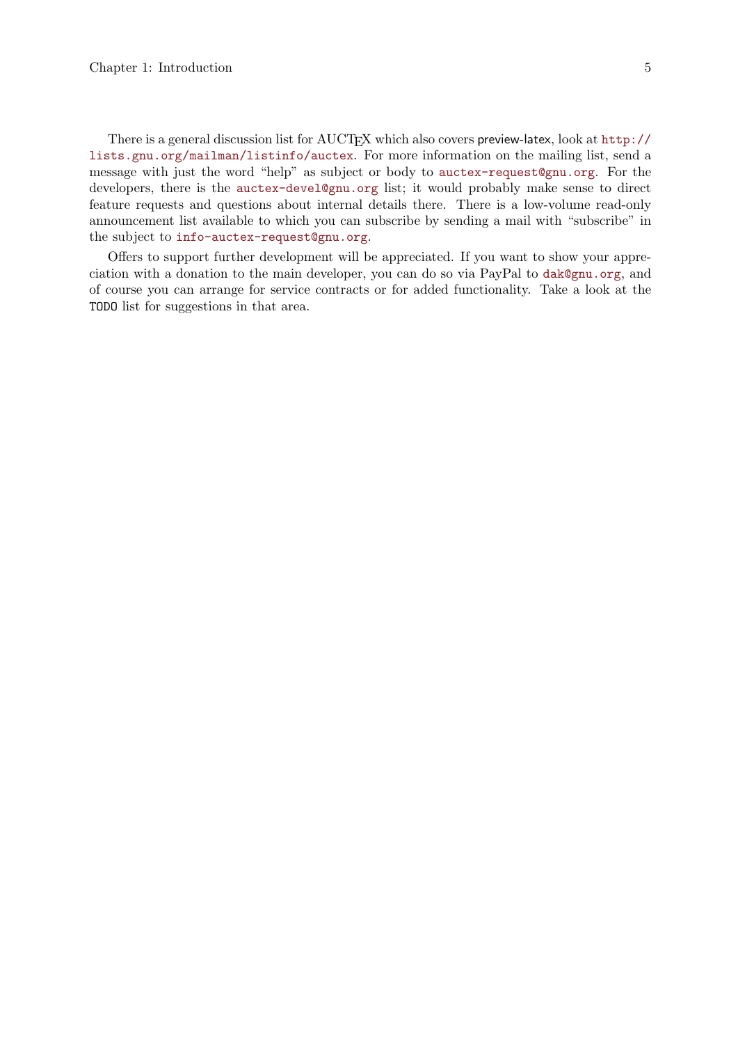There is a general discussion list for AUCTeX which also covers preview-latex, look at `http://lists.gnu.org/mailman/listinfo/auctex`. For more information on the mailing list, send a message with just the word "help" as subject or body to `auctex-request@gnu.org`. For the developers, there is the `auctex-devel@gnu.org` list; it would probably make sense to direct feature requests and questions about internal details there. There is a low-volume read-only announcement list available to which you can subscribe by sending a mail with "subscribe" in the subject to `info-auctex-request@gnu.org`.

Offers to support further development will be appreciated. If you want to show your appreciation with a donation to the main developer, you can do so via PayPal to `dak@gnu.org`, and of course you can arrange for service contracts or for added functionality. Take a look at the `TODO` list for suggestions in that area.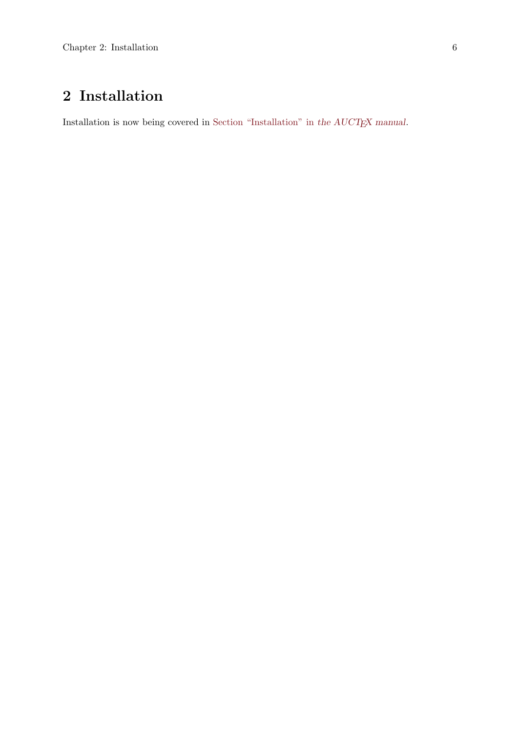# 2 Installation

Installation is now being covered in Section "Installation" in *the AUCTeX manual*.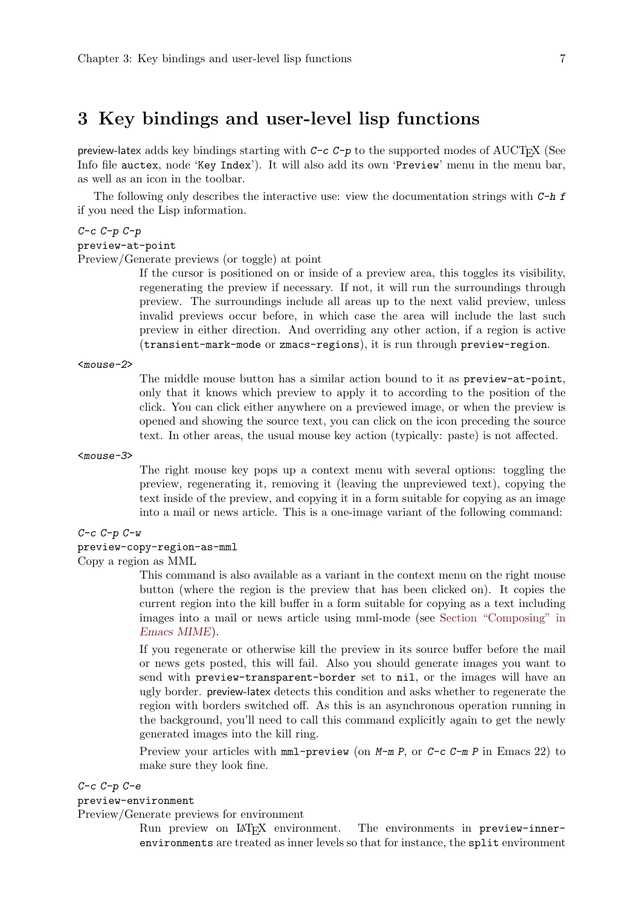# 3 Key bindings and user-level lisp functions

preview-latex adds key bindings starting with `C-c C-p` to the supported modes of AUCTeX (See Info file `auctex`, node '`Key Index`'). It will also add its own '`Preview`' menu in the menu bar, as well as an icon in the toolbar.

The following only describes the interactive use: view the documentation strings with `C-h f` if you need the Lisp information.

`C-c C-p C-p`
`preview-at-point`
Preview/Generate previews (or toggle) at point

> If the cursor is positioned on or inside of a preview area, this toggles its visibility, regenerating the preview if necessary. If not, it will run the surroundings through preview. The surroundings include all areas up to the next valid preview, unless invalid previews occur before, in which case the area will include the last such preview in either direction. And overriding any other action, if a region is active (`transient-mark-mode` or `zmacs-regions`), it is run through `preview-region`.

`<mouse-2>`

> The middle mouse button has a similar action bound to it as `preview-at-point`, only that it knows which preview to apply it to according to the position of the click. You can click either anywhere on a previewed image, or when the preview is opened and showing the source text, you can click on the icon preceding the source text. In other areas, the usual mouse key action (typically: paste) is not affected.

`<mouse-3>`

> The right mouse key pops up a context menu with several options: toggling the preview, regenerating it, removing it (leaving the unpreviewed text), copying the text inside of the preview, and copying it in a form suitable for copying as an image into a mail or news article. This is a one-image variant of the following command:

`C-c C-p C-w`
`preview-copy-region-as-mml`
Copy a region as MML

> This command is also available as a variant in the context menu on the right mouse button (where the region is the preview that has been clicked on). It copies the current region into the kill buffer in a form suitable for copying as a text including images into a mail or news article using mml-mode (see Section "Composing" in *Emacs MIME*).
>
> If you regenerate or otherwise kill the preview in its source buffer before the mail or news gets posted, this will fail. Also you should generate images you want to send with `preview-transparent-border` set to `nil`, or the images will have an ugly border. preview-latex detects this condition and asks whether to regenerate the region with borders switched off. As this is an asynchronous operation running in the background, you'll need to call this command explicitly again to get the newly generated images into the kill ring.
>
> Preview your articles with `mml-preview` (on `M-m P`, or `C-c C-m P` in Emacs 22) to make sure they look fine.

`C-c C-p C-e`
`preview-environment`
Preview/Generate previews for environment

> Run preview on LaTeX environment. The environments in `preview-inner-environments` are treated as inner levels so that for instance, the `split` environment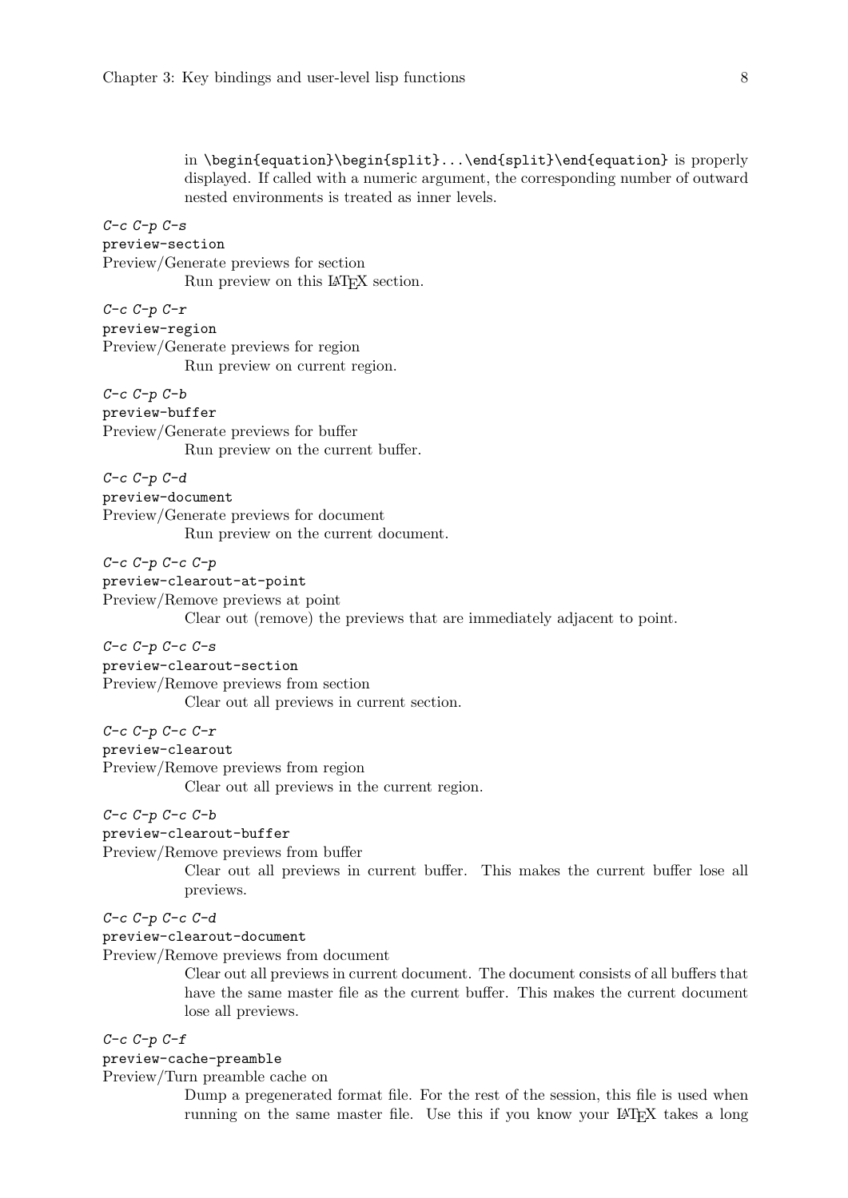in `\begin{equation}\begin{split}...\end{split}\end{equation}` is properly displayed. If called with a numeric argument, the corresponding number of outward nested environments is treated as inner levels.

*C-c C-p C-s*
`preview-section`
Preview/Generate previews for section

Run preview on this LaTeX section.

*C-c C-p C-r*
`preview-region`
Preview/Generate previews for region

Run preview on current region.

*C-c C-p C-b*
`preview-buffer`
Preview/Generate previews for buffer

Run preview on the current buffer.

*C-c C-p C-d*
`preview-document`
Preview/Generate previews for document

Run preview on the current document.

*C-c C-p C-c C-p*
`preview-clearout-at-point`
Preview/Remove previews at point

Clear out (remove) the previews that are immediately adjacent to point.

*C-c C-p C-c C-s*
`preview-clearout-section`
Preview/Remove previews from section

Clear out all previews in current section.

*C-c C-p C-c C-r*
`preview-clearout`
Preview/Remove previews from region

Clear out all previews in the current region.

*C-c C-p C-c C-b*
`preview-clearout-buffer`
Preview/Remove previews from buffer

Clear out all previews in current buffer. This makes the current buffer lose all previews.

*C-c C-p C-c C-d*
`preview-clearout-document`
Preview/Remove previews from document

Clear out all previews in current document. The document consists of all buffers that have the same master file as the current buffer. This makes the current document lose all previews.

*C-c C-p C-f*
`preview-cache-preamble`
Preview/Turn preamble cache on

Dump a pregenerated format file. For the rest of the session, this file is used when running on the same master file. Use this if you know your LaTeX takes a long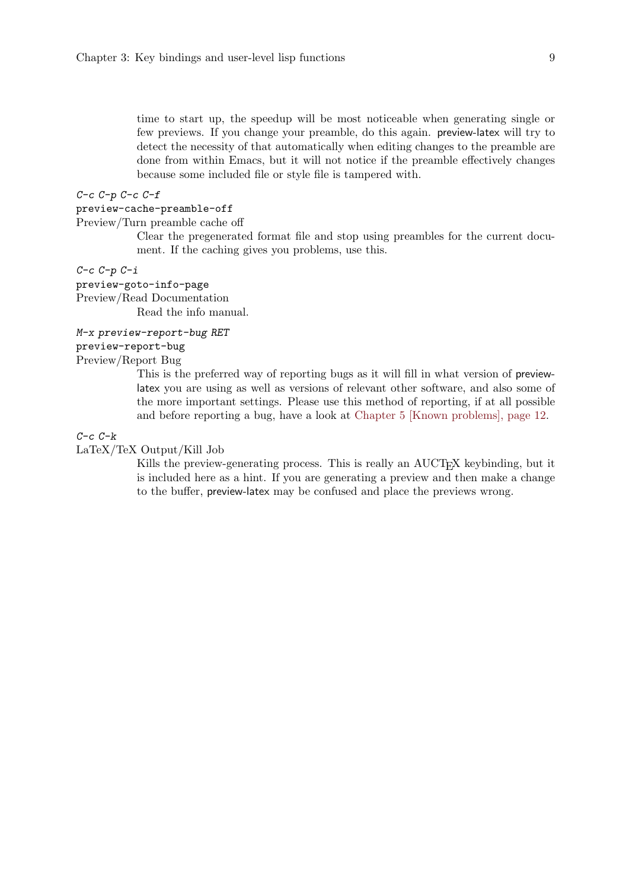time to start up, the speedup will be most noticeable when generating single or few previews. If you change your preamble, do this again. preview-latex will try to detect the necessity of that automatically when editing changes to the preamble are done from within Emacs, but it will not notice if the preamble effectively changes because some included file or style file is tampered with.

*C-c C-p C-c C-f*
`preview-cache-preamble-off`
Preview/Turn preamble cache off

> Clear the pregenerated format file and stop using preambles for the current document. If the caching gives you problems, use this.

*C-c C-p C-i*
`preview-goto-info-page`
Preview/Read Documentation

> Read the info manual.

*M-x preview-report-bug RET*
`preview-report-bug`
Preview/Report Bug

> This is the preferred way of reporting bugs as it will fill in what version of preview-latex you are using as well as versions of relevant other software, and also some of the more important settings. Please use this method of reporting, if at all possible and before reporting a bug, have a look at Chapter 5 [Known problems], page 12.

*C-c C-k*
LaTeX/TeX Output/Kill Job

> Kills the preview-generating process. This is really an AUCTeX keybinding, but it is included here as a hint. If you are generating a preview and then make a change to the buffer, preview-latex may be confused and place the previews wrong.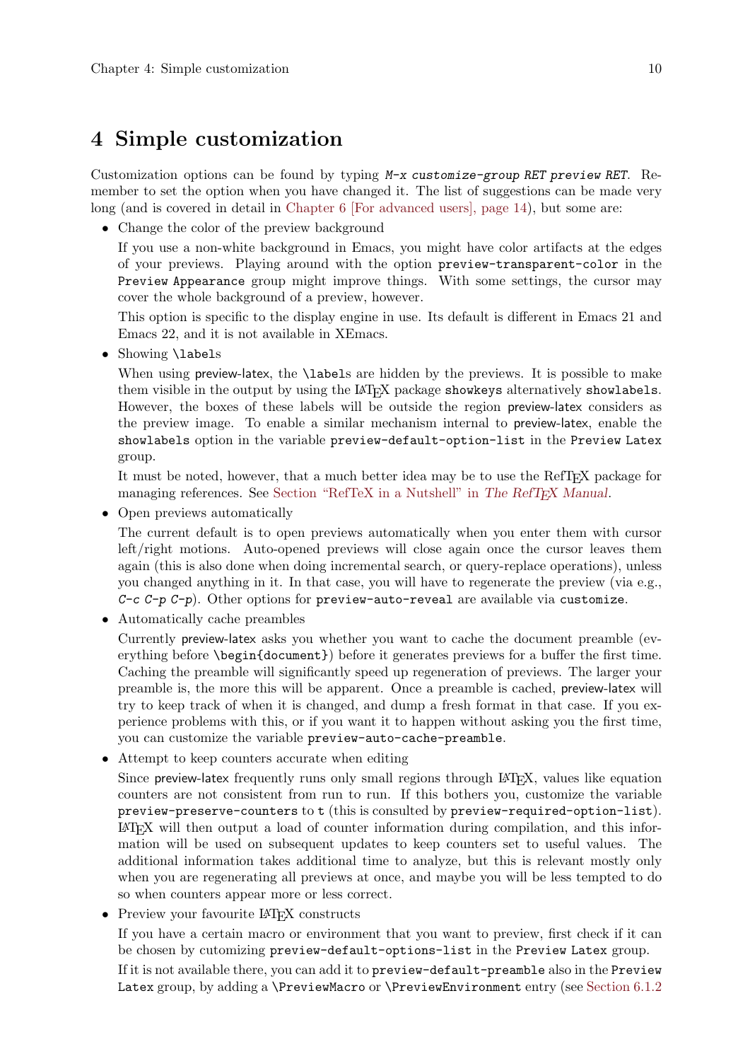# 4 Simple customization

Customization options can be found by typing *M-x customize-group RET preview RET*. Remember to set the option when you have changed it. The list of suggestions can be made very long (and is covered in detail in Chapter 6 [For advanced users], page 14), but some are:

- Change the color of the preview background

  If you use a non-white background in Emacs, you might have color artifacts at the edges of your previews. Playing around with the option `preview-transparent-color` in the `Preview Appearance` group might improve things. With some settings, the cursor may cover the whole background of a preview, however.

  This option is specific to the display engine in use. Its default is different in Emacs 21 and Emacs 22, and it is not available in XEmacs.

- Showing `\label`s

  When using preview-latex, the `\label`s are hidden by the previews. It is possible to make them visible in the output by using the LaTeX package `showkeys` alternatively `showlabels`. However, the boxes of these labels will be outside the region preview-latex considers as the preview image. To enable a similar mechanism internal to preview-latex, enable the `showlabels` option in the variable `preview-default-option-list` in the `Preview Latex` group.

  It must be noted, however, that a much better idea may be to use the RefTeX package for managing references. See Section "RefTeX in a Nutshell" in *The RefTeX Manual*.

- Open previews automatically

  The current default is to open previews automatically when you enter them with cursor left/right motions. Auto-opened previews will close again once the cursor leaves them again (this is also done when doing incremental search, or query-replace operations), unless you changed anything in it. In that case, you will have to regenerate the preview (via e.g., *C-c C-p C-p*). Other options for `preview-auto-reveal` are available via `customize`.

- Automatically cache preambles

  Currently preview-latex asks you whether you want to cache the document preamble (everything before `\begin{document}`) before it generates previews for a buffer the first time. Caching the preamble will significantly speed up regeneration of previews. The larger your preamble is, the more this will be apparent. Once a preamble is cached, preview-latex will try to keep track of when it is changed, and dump a fresh format in that case. If you experience problems with this, or if you want it to happen without asking you the first time, you can customize the variable `preview-auto-cache-preamble`.

- Attempt to keep counters accurate when editing

  Since preview-latex frequently runs only small regions through LaTeX, values like equation counters are not consistent from run to run. If this bothers you, customize the variable `preview-preserve-counters` to `t` (this is consulted by `preview-required-option-list`). LaTeX will then output a load of counter information during compilation, and this information will be used on subsequent updates to keep counters set to useful values. The additional information takes additional time to analyze, but this is relevant mostly only when you are regenerating all previews at once, and maybe you will be less tempted to do so when counters appear more or less correct.

- Preview your favourite LaTeX constructs

  If you have a certain macro or environment that you want to preview, first check if it can be chosen by cutomizing `preview-default-options-list` in the `Preview Latex` group.

  If it is not available there, you can add it to `preview-default-preamble` also in the `Preview Latex` group, by adding a `\PreviewMacro` or `\PreviewEnvironment` entry (see Section 6.1.2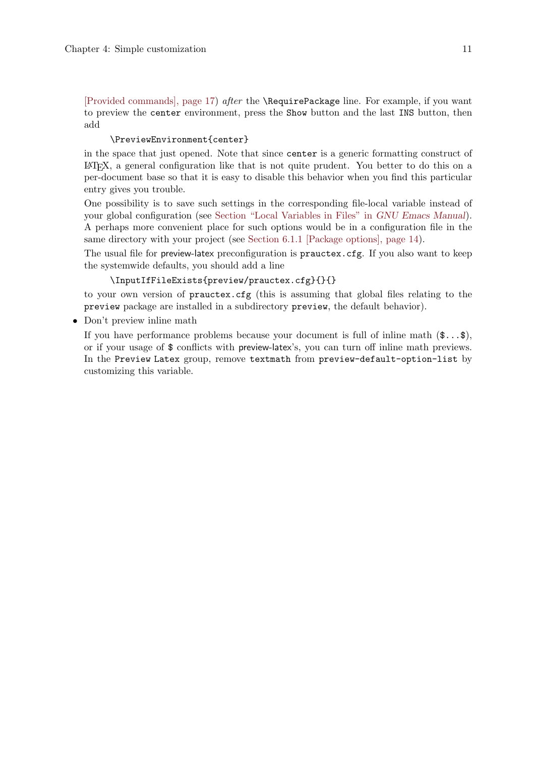[Provided commands], page 17) *after* the `\RequirePackage` line. For example, if you want to preview the `center` environment, press the `Show` button and the last `INS` button, then add

```
\PreviewEnvironment{center}
```

in the space that just opened. Note that since `center` is a generic formatting construct of LaTeX, a general configuration like that is not quite prudent. You better to do this on a per-document base so that it is easy to disable this behavior when you find this particular entry gives you trouble.

One possibility is to save such settings in the corresponding file-local variable instead of your global configuration (see Section "Local Variables in Files" in *GNU Emacs Manual*). A perhaps more convenient place for such options would be in a configuration file in the same directory with your project (see Section 6.1.1 [Package options], page 14).

The usual file for preview-latex preconfiguration is `prauctex.cfg`. If you also want to keep the systemwide defaults, you should add a line

```
\InputIfFileExists{preview/prauctex.cfg}{}{}
```

to your own version of `prauctex.cfg` (this is assuming that global files relating to the `preview` package are installed in a subdirectory `preview`, the default behavior).

- Don't preview inline math

  If you have performance problems because your document is full of inline math (`$...$`), or if your usage of `$` conflicts with preview-latex's, you can turn off inline math previews. In the `Preview Latex` group, remove `textmath` from `preview-default-option-list` by customizing this variable.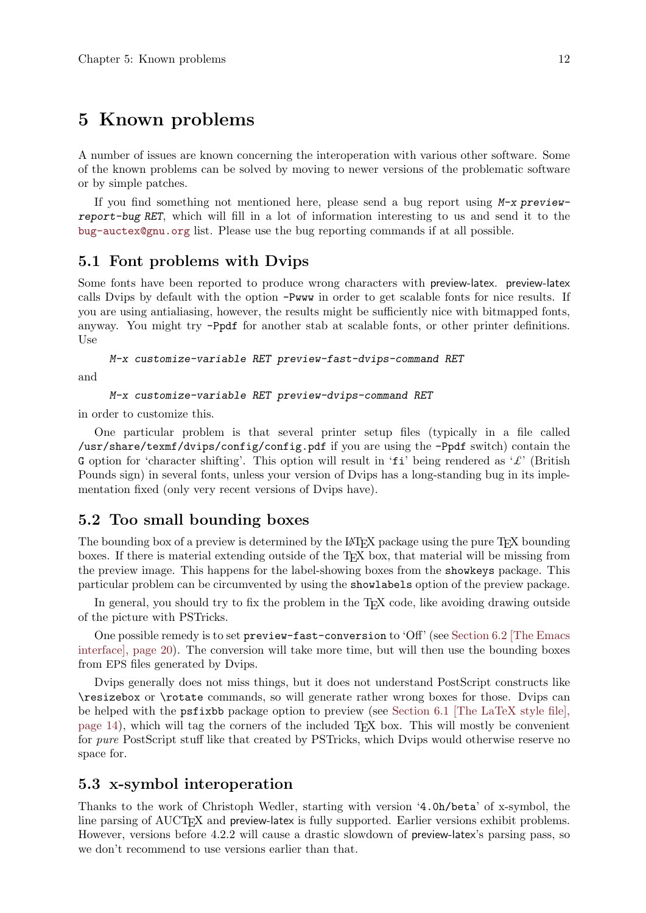# 5 Known problems

A number of issues are known concerning the interoperation with various other software. Some of the known problems can be solved by moving to newer versions of the problematic software or by simple patches.

If you find something not mentioned here, please send a bug report using *M-x preview-report-bug RET*, which will fill in a lot of information interesting to us and send it to the bug-auctex@gnu.org list. Please use the bug reporting commands if at all possible.

## 5.1 Font problems with Dvips

Some fonts have been reported to produce wrong characters with preview-latex. preview-latex calls Dvips by default with the option `-Pwww` in order to get scalable fonts for nice results. If you are using antialiasing, however, the results might be sufficiently nice with bitmapped fonts, anyway. You might try `-Ppdf` for another stab at scalable fonts, or other printer definitions. Use

```
M-x customize-variable RET preview-fast-dvips-command RET
```

and

```
M-x customize-variable RET preview-dvips-command RET
```

in order to customize this.

One particular problem is that several printer setup files (typically in a file called `/usr/share/texmf/dvips/config/config.pdf` if you are using the `-Ppdf` switch) contain the `G` option for 'character shifting'. This option will result in '`fi`' being rendered as '£' (British Pounds sign) in several fonts, unless your version of Dvips has a long-standing bug in its implementation fixed (only very recent versions of Dvips have).

## 5.2 Too small bounding boxes

The bounding box of a preview is determined by the LaTeX package using the pure TeX bounding boxes. If there is material extending outside of the TeX box, that material will be missing from the preview image. This happens for the label-showing boxes from the `showkeys` package. This particular problem can be circumvented by using the `showlabels` option of the preview package.

In general, you should try to fix the problem in the TeX code, like avoiding drawing outside of the picture with PSTricks.

One possible remedy is to set `preview-fast-conversion` to 'Off' (see Section 6.2 [The Emacs interface], page 20). The conversion will take more time, but will then use the bounding boxes from EPS files generated by Dvips.

Dvips generally does not miss things, but it does not understand PostScript constructs like `\resizebox` or `\rotate` commands, so will generate rather wrong boxes for those. Dvips can be helped with the `psfixbb` package option to preview (see Section 6.1 [The LaTeX style file], page 14), which will tag the corners of the included TeX box. This will mostly be convenient for *pure* PostScript stuff like that created by PSTricks, which Dvips would otherwise reserve no space for.

## 5.3 x-symbol interoperation

Thanks to the work of Christoph Wedler, starting with version '`4.0h/beta`' of x-symbol, the line parsing of AUCTeX and preview-latex is fully supported. Earlier versions exhibit problems. However, versions before 4.2.2 will cause a drastic slowdown of preview-latex's parsing pass, so we don't recommend to use versions earlier than that.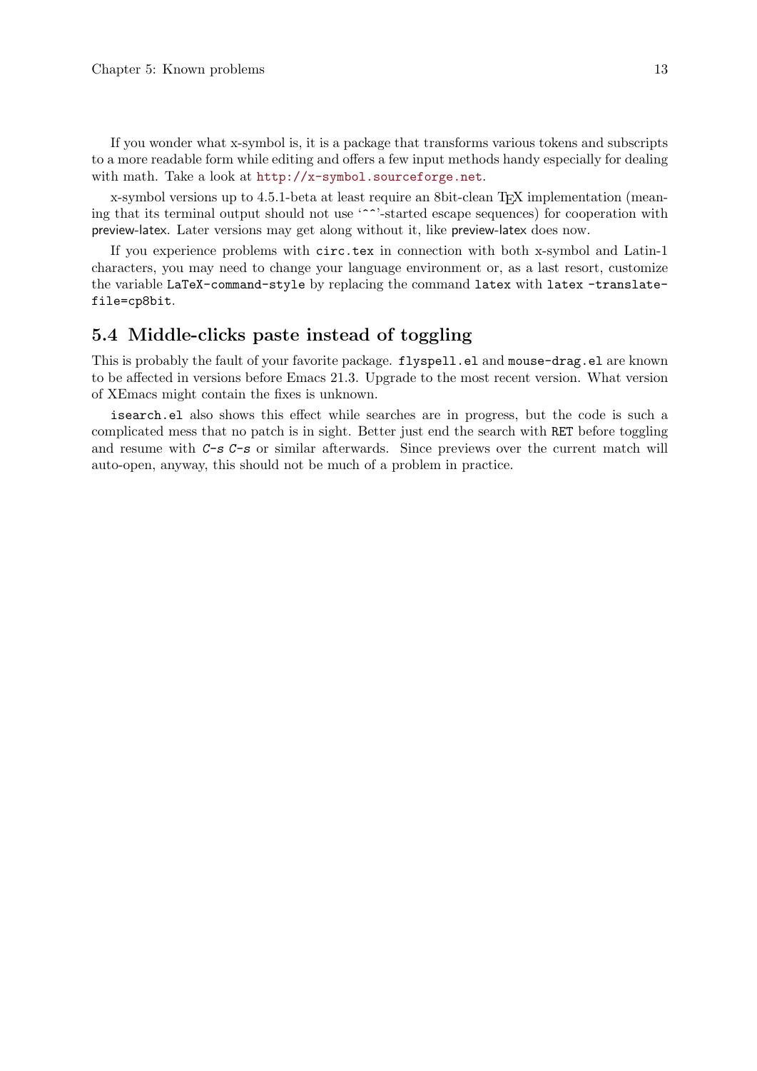If you wonder what x-symbol is, it is a package that transforms various tokens and subscripts to a more readable form while editing and offers a few input methods handy especially for dealing with math. Take a look at http://x-symbol.sourceforge.net.

x-symbol versions up to 4.5.1-beta at least require an 8bit-clean TeX implementation (meaning that its terminal output should not use '^^'-started escape sequences) for cooperation with preview-latex. Later versions may get along without it, like preview-latex does now.

If you experience problems with `circ.tex` in connection with both x-symbol and Latin-1 characters, you may need to change your language environment or, as a last resort, customize the variable `LaTeX-command-style` by replacing the command `latex` with `latex -translate-file=cp8bit`.

## 5.4 Middle-clicks paste instead of toggling

This is probably the fault of your favorite package. `flyspell.el` and `mouse-drag.el` are known to be affected in versions before Emacs 21.3. Upgrade to the most recent version. What version of XEmacs might contain the fixes is unknown.

`isearch.el` also shows this effect while searches are in progress, but the code is such a complicated mess that no patch is in sight. Better just end the search with RET before toggling and resume with *C-s C-s* or similar afterwards. Since previews over the current match will auto-open, anyway, this should not be much of a problem in practice.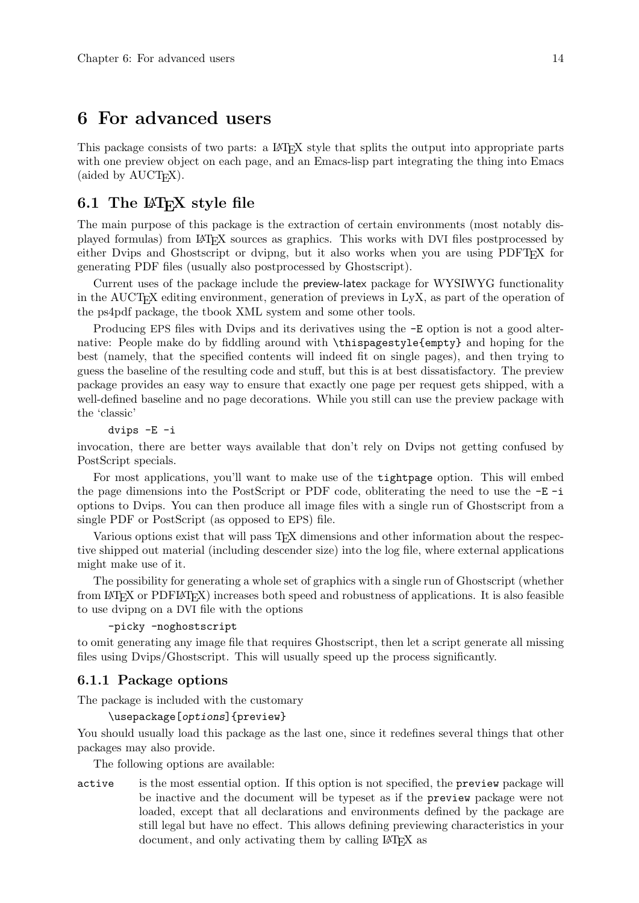# 6 For advanced users

This package consists of two parts: a LaTeX style that splits the output into appropriate parts with one preview object on each page, and an Emacs-lisp part integrating the thing into Emacs (aided by AUCTeX).

## 6.1 The LaTeX style file

The main purpose of this package is the extraction of certain environments (most notably displayed formulas) from LaTeX sources as graphics. This works with DVI files postprocessed by either Dvips and Ghostscript or dvipng, but it also works when you are using PDFTeX for generating PDF files (usually also postprocessed by Ghostscript).

Current uses of the package include the preview-latex package for WYSIWYG functionality in the AUCTeX editing environment, generation of previews in LyX, as part of the operation of the ps4pdf package, the tbook XML system and some other tools.

Producing EPS files with Dvips and its derivatives using the `-E` option is not a good alternative: People make do by fiddling around with `\thispagestyle{empty}` and hoping for the best (namely, that the specified contents will indeed fit on single pages), and then trying to guess the baseline of the resulting code and stuff, but this is at best dissatisfactory. The preview package provides an easy way to ensure that exactly one page per request gets shipped, with a well-defined baseline and no page decorations. While you still can use the preview package with the 'classic'

```
dvips -E -i
```

invocation, there are better ways available that don't rely on Dvips not getting confused by PostScript specials.

For most applications, you'll want to make use of the `tightpage` option. This will embed the page dimensions into the PostScript or PDF code, obliterating the need to use the `-E -i` options to Dvips. You can then produce all image files with a single run of Ghostscript from a single PDF or PostScript (as opposed to EPS) file.

Various options exist that will pass TeX dimensions and other information about the respective shipped out material (including descender size) into the log file, where external applications might make use of it.

The possibility for generating a whole set of graphics with a single run of Ghostscript (whether from LaTeX or PDFLaTeX) increases both speed and robustness of applications. It is also feasible to use dvipng on a DVI file with the options

```
-picky -noghostscript
```

to omit generating any image file that requires Ghostscript, then let a script generate all missing files using Dvips/Ghostscript. This will usually speed up the process significantly.

### 6.1.1 Package options

The package is included with the customary

```
\usepackage[options]{preview}
```

You should usually load this package as the last one, since it redefines several things that other packages may also provide.

The following options are available:

`active` is the most essential option. If this option is not specified, the `preview` package will be inactive and the document will be typeset as if the `preview` package were not loaded, except that all declarations and environments defined by the package are still legal but have no effect. This allows defining previewing characteristics in your document, and only activating them by calling LaTeX as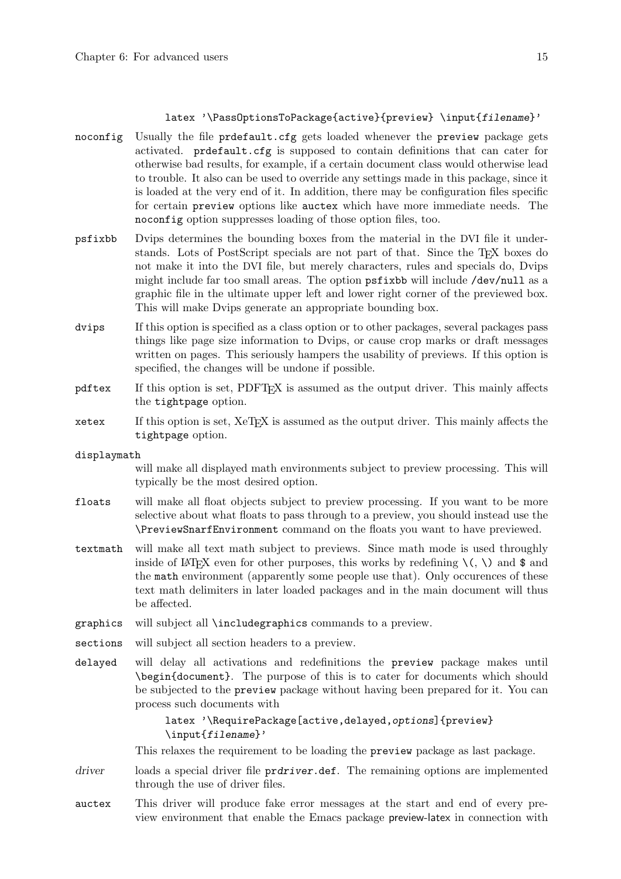```
latex '\PassOptionsToPackage{active}{preview} \input{filename}'
```

`noconfig`
: Usually the file `prdefault.cfg` gets loaded whenever the `preview` package gets activated. `prdefault.cfg` is supposed to contain definitions that can cater for otherwise bad results, for example, if a certain document class would otherwise lead to trouble. It also can be used to override any settings made in this package, since it is loaded at the very end of it. In addition, there may be configuration files specific for certain `preview` options like `auctex` which have more immediate needs. The `noconfig` option suppresses loading of those option files, too.

`psfixbb`
: Dvips determines the bounding boxes from the material in the DVI file it understands. Lots of PostScript specials are not part of that. Since the TeX boxes do not make it into the DVI file, but merely characters, rules and specials do, Dvips might include far too small areas. The option `psfixbb` will include `/dev/null` as a graphic file in the ultimate upper left and lower right corner of the previewed box. This will make Dvips generate an appropriate bounding box.

`dvips`
: If this option is specified as a class option or to other packages, several packages pass things like page size information to Dvips, or cause crop marks or draft messages written on pages. This seriously hampers the usability of previews. If this option is specified, the changes will be undone if possible.

`pdftex`
: If this option is set, PDFTeX is assumed as the output driver. This mainly affects the `tightpage` option.

`xetex`
: If this option is set, XeTeX is assumed as the output driver. This mainly affects the `tightpage` option.

`displaymath`
: will make all displayed math environments subject to preview processing. This will typically be the most desired option.

`floats`
: will make all float objects subject to preview processing. If you want to be more selective about what floats to pass through to a preview, you should instead use the `\PreviewSnarfEnvironment` command on the floats you want to have previewed.

`textmath`
: will make all text math subject to previews. Since math mode is used throughly inside of LaTeX even for other purposes, this works by redefining `\(`, `\)` and `$` and the `math` environment (apparently some people use that). Only occurences of these text math delimiters in later loaded packages and in the main document will thus be affected.

`graphics`
: will subject all `\includegraphics` commands to a preview.

`sections`
: will subject all section headers to a preview.

`delayed`
: will delay all activations and redefinitions the `preview` package makes until `\begin{document}`. The purpose of this is to cater for documents which should be subjected to the `preview` package without having been prepared for it. You can process such documents with

```
latex '\RequirePackage[active,delayed,options]{preview}
\input{filename}'
```

This relaxes the requirement to be loading the `preview` package as last package.

*driver*
: loads a special driver file `prdriver.def`. The remaining options are implemented through the use of driver files.

`auctex`
: This driver will produce fake error messages at the start and end of every preview environment that enable the Emacs package preview-latex in connection with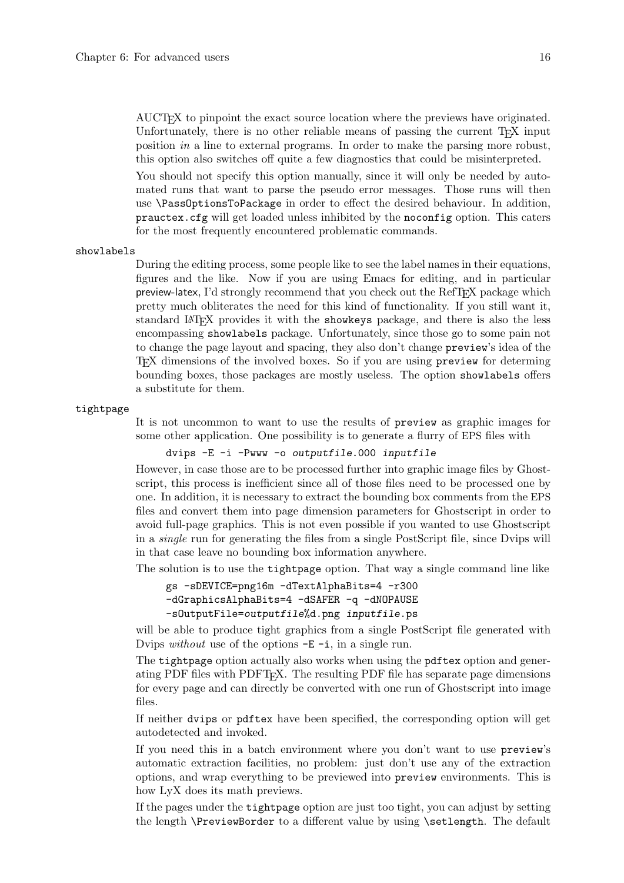AUCTeX to pinpoint the exact source location where the previews have originated. Unfortunately, there is no other reliable means of passing the current TeX input position *in* a line to external programs. In order to make the parsing more robust, this option also switches off quite a few diagnostics that could be misinterpreted.

You should not specify this option manually, since it will only be needed by automated runs that want to parse the pseudo error messages. Those runs will then use `\PassOptionsToPackage` in order to effect the desired behaviour. In addition, `prauctex.cfg` will get loaded unless inhibited by the `noconfig` option. This caters for the most frequently encountered problematic commands.

`showlabels`

During the editing process, some people like to see the label names in their equations, figures and the like. Now if you are using Emacs for editing, and in particular preview-latex, I'd strongly recommend that you check out the RefTeX package which pretty much obliterates the need for this kind of functionality. If you still want it, standard LaTeX provides it with the `showkeys` package, and there is also the less encompassing `showlabels` package. Unfortunately, since those go to some pain not to change the page layout and spacing, they also don't change `preview`'s idea of the TeX dimensions of the involved boxes. So if you are using `preview` for determing bounding boxes, those packages are mostly useless. The option `showlabels` offers a substitute for them.

`tightpage`

It is not uncommon to want to use the results of `preview` as graphic images for some other application. One possibility is to generate a flurry of EPS files with

```
dvips -E -i -Pwww -o outputfile.000 inputfile
```

However, in case those are to be processed further into graphic image files by Ghostscript, this process is inefficient since all of those files need to be processed one by one. In addition, it is necessary to extract the bounding box comments from the EPS files and convert them into page dimension parameters for Ghostscript in order to avoid full-page graphics. This is not even possible if you wanted to use Ghostscript in a *single* run for generating the files from a single PostScript file, since Dvips will in that case leave no bounding box information anywhere.

The solution is to use the `tightpage` option. That way a single command line like

```
gs -sDEVICE=png16m -dTextAlphaBits=4 -r300
-dGraphicsAlphaBits=4 -dSAFER -q -dNOPAUSE
-sOutputFile=outputfile%d.png inputfile.ps
```

will be able to produce tight graphics from a single PostScript file generated with Dvips *without* use of the options `-E -i`, in a single run.

The `tightpage` option actually also works when using the `pdftex` option and generating PDF files with PDFTeX. The resulting PDF file has separate page dimensions for every page and can directly be converted with one run of Ghostscript into image files.

If neither `dvips` or `pdftex` have been specified, the corresponding option will get autodetected and invoked.

If you need this in a batch environment where you don't want to use `preview`'s automatic extraction facilities, no problem: just don't use any of the extraction options, and wrap everything to be previewed into `preview` environments. This is how LyX does its math previews.

If the pages under the `tightpage` option are just too tight, you can adjust by setting the length `\PreviewBorder` to a different value by using `\setlength`. The default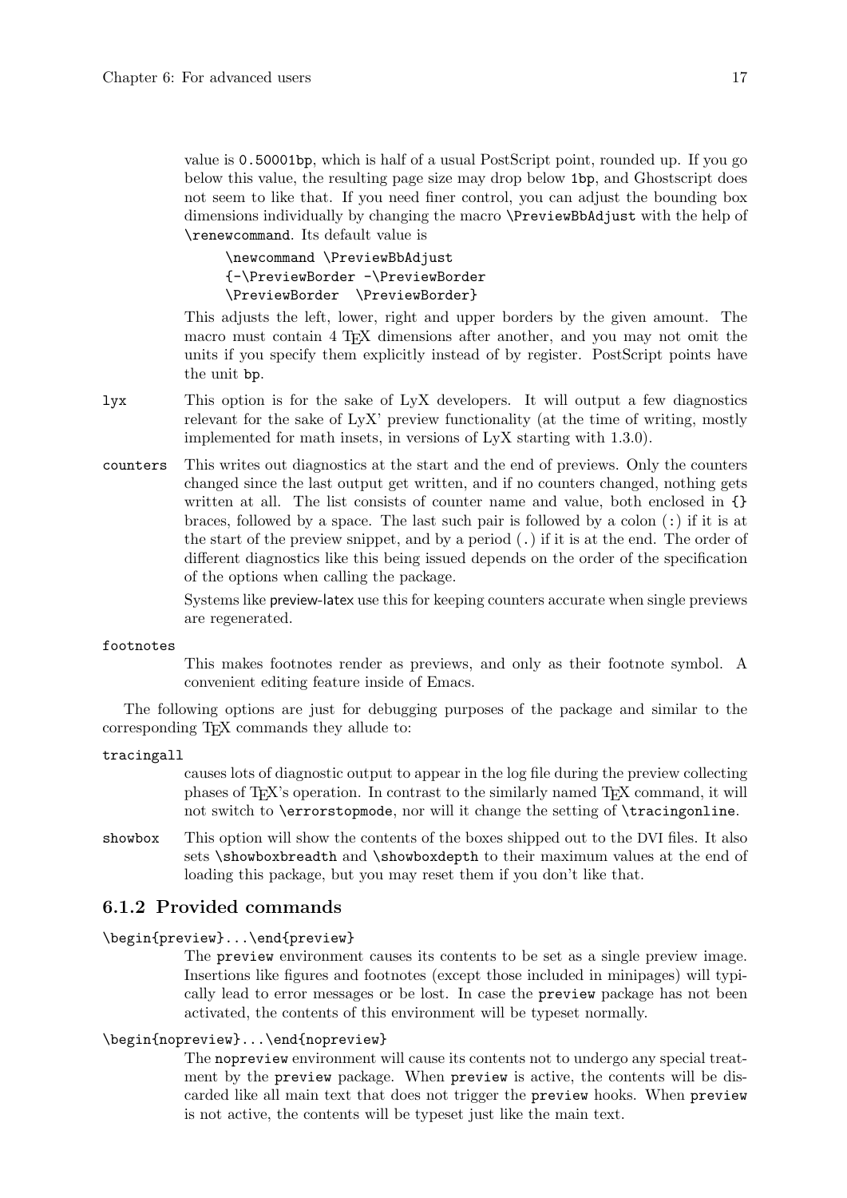value is `0.50001bp`, which is half of a usual PostScript point, rounded up. If you go below this value, the resulting page size may drop below `1bp`, and Ghostscript does not seem to like that. If you need finer control, you can adjust the bounding box dimensions individually by changing the macro `\PreviewBbAdjust` with the help of `\renewcommand`. Its default value is

```
\newcommand \PreviewBbAdjust
{-\PreviewBorder -\PreviewBorder
\PreviewBorder  \PreviewBorder}
```

This adjusts the left, lower, right and upper borders by the given amount. The macro must contain 4 TeX dimensions after another, and you may not omit the units if you specify them explicitly instead of by register. PostScript points have the unit `bp`.

`lyx` This option is for the sake of LyX developers. It will output a few diagnostics relevant for the sake of LyX' preview functionality (at the time of writing, mostly implemented for math insets, in versions of LyX starting with 1.3.0).

`counters` This writes out diagnostics at the start and the end of previews. Only the counters changed since the last output get written, and if no counters changed, nothing gets written at all. The list consists of counter name and value, both enclosed in `{}` braces, followed by a space. The last such pair is followed by a colon (`:`) if it is at the start of the preview snippet, and by a period (`.`) if it is at the end. The order of different diagnostics like this being issued depends on the order of the specification of the options when calling the package.

Systems like preview-latex use this for keeping counters accurate when single previews are regenerated.

`footnotes`

This makes footnotes render as previews, and only as their footnote symbol. A convenient editing feature inside of Emacs.

The following options are just for debugging purposes of the package and similar to the corresponding TeX commands they allude to:

`tracingall`

causes lots of diagnostic output to appear in the log file during the preview collecting phases of TeX's operation. In contrast to the similarly named TeX command, it will not switch to `\errorstopmode`, nor will it change the setting of `\tracingonline`.

`showbox` This option will show the contents of the boxes shipped out to the DVI files. It also sets `\showboxbreadth` and `\showboxdepth` to their maximum values at the end of loading this package, but you may reset them if you don't like that.

### 6.1.2 Provided commands

`\begin{preview}...\end{preview}`

The `preview` environment causes its contents to be set as a single preview image. Insertions like figures and footnotes (except those included in minipages) will typically lead to error messages or be lost. In case the `preview` package has not been activated, the contents of this environment will be typeset normally.

`\begin{nopreview}...\end{nopreview}`

The `nopreview` environment will cause its contents not to undergo any special treatment by the `preview` package. When `preview` is active, the contents will be discarded like all main text that does not trigger the `preview` hooks. When `preview` is not active, the contents will be typeset just like the main text.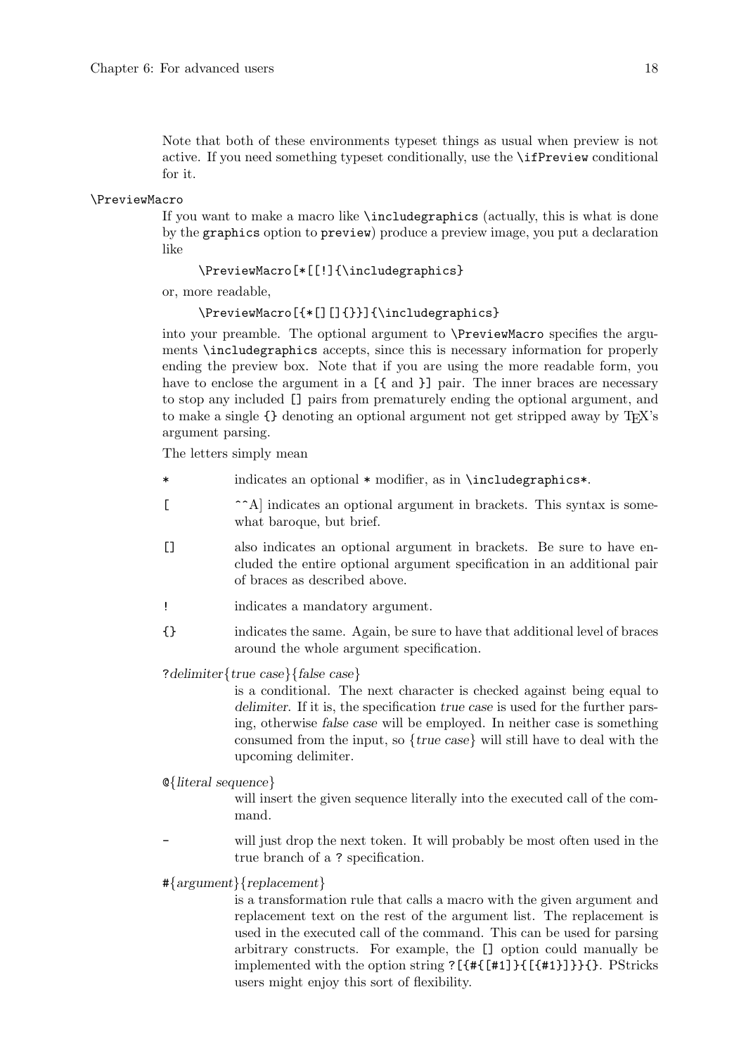Note that both of these environments typeset things as usual when preview is not active. If you need something typeset conditionally, use the `\ifPreview` conditional for it.

`\PreviewMacro`

If you want to make a macro like `\includegraphics` (actually, this is what is done by the `graphics` option to `preview`) produce a preview image, you put a declaration like

```
\PreviewMacro[*[[!]{\includegraphics}
```

or, more readable,

```
\PreviewMacro[{*[][]{}}]{\includegraphics}
```

into your preamble. The optional argument to `\PreviewMacro` specifies the arguments `\includegraphics` accepts, since this is necessary information for properly ending the preview box. Note that if you are using the more readable form, you have to enclose the argument in a `[{` and `}]` pair. The inner braces are necessary to stop any included `[]` pairs from prematurely ending the optional argument, and to make a single `{}` denoting an optional argument not get stripped away by TeX's argument parsing.

The letters simply mean

- `*` indicates an optional `*` modifier, as in `\includegraphics*`.
- `[` ^^A] indicates an optional argument in brackets. This syntax is somewhat baroque, but brief.
- `[]` also indicates an optional argument in brackets. Be sure to have encluded the entire optional argument specification in an additional pair of braces as described above.
- `!` indicates a mandatory argument.
- `{}` indicates the same. Again, be sure to have that additional level of braces around the whole argument specification.
- `?`*delimiter*{*true case*}{*false case*}
  is a conditional. The next character is checked against being equal to *delimiter*. If it is, the specification *true case* is used for the further parsing, otherwise *false case* will be employed. In neither case is something consumed from the input, so {*true case*} will still have to deal with the upcoming delimiter.
- `@`{*literal sequence*}
  will insert the given sequence literally into the executed call of the command.
- `-` will just drop the next token. It will probably be most often used in the true branch of a `?` specification.
- `#`{*argument*}{*replacement*}
  is a transformation rule that calls a macro with the given argument and replacement text on the rest of the argument list. The replacement is used in the executed call of the command. This can be used for parsing arbitrary constructs. For example, the `[]` option could manually be implemented with the option string `?[{#{[#1]}{[{#1}]}}{}`. PStricks users might enjoy this sort of flexibility.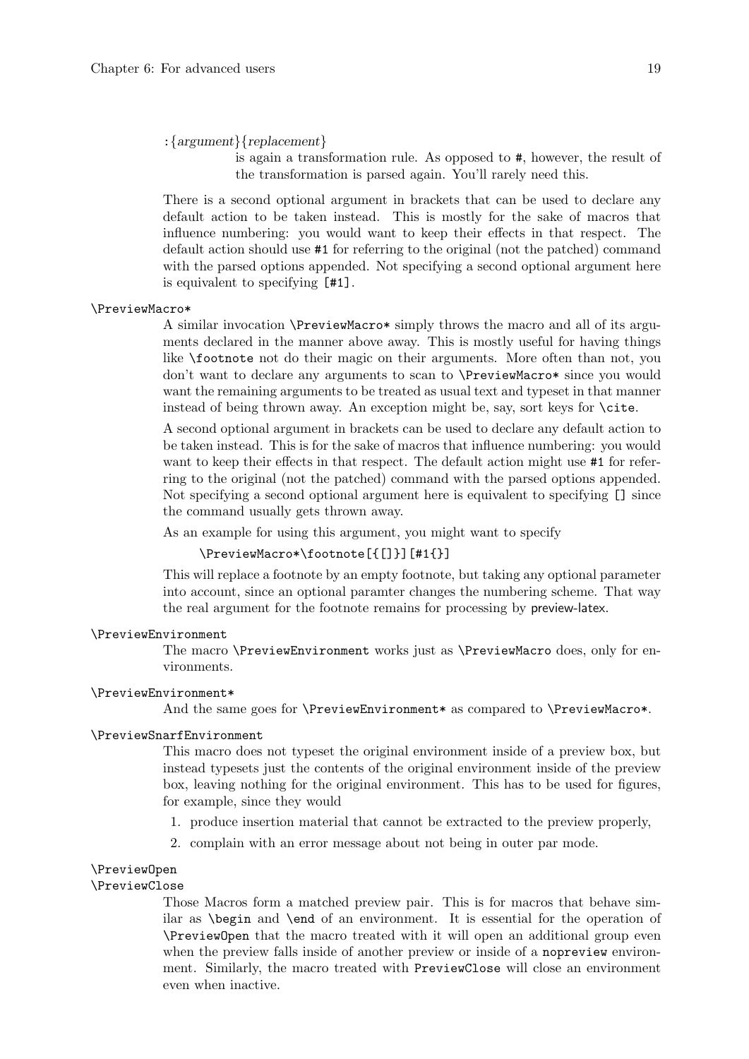:{*argument*}{*replacement*}
: is again a transformation rule. As opposed to `#`, however, the result of the transformation is parsed again. You'll rarely need this.

There is a second optional argument in brackets that can be used to declare any default action to be taken instead. This is mostly for the sake of macros that influence numbering: you would want to keep their effects in that respect. The default action should use `#1` for referring to the original (not the patched) command with the parsed options appended. Not specifying a second optional argument here is equivalent to specifying `[#1]`.

`\PreviewMacro*`
: A similar invocation `\PreviewMacro*` simply throws the macro and all of its arguments declared in the manner above away. This is mostly useful for having things like `\footnote` not do their magic on their arguments. More often than not, you don't want to declare any arguments to scan to `\PreviewMacro*` since you would want the remaining arguments to be treated as usual text and typeset in that manner instead of being thrown away. An exception might be, say, sort keys for `\cite`.

  A second optional argument in brackets can be used to declare any default action to be taken instead. This is for the sake of macros that influence numbering: you would want to keep their effects in that respect. The default action might use `#1` for referring to the original (not the patched) command with the parsed options appended. Not specifying a second optional argument here is equivalent to specifying `[]` since the command usually gets thrown away.

  As an example for using this argument, you might want to specify

  ```
  \PreviewMacro*\footnote[{[]}][#1{}]
  ```

  This will replace a footnote by an empty footnote, but taking any optional parameter into account, since an optional paramter changes the numbering scheme. That way the real argument for the footnote remains for processing by preview-latex.

`\PreviewEnvironment`
: The macro `\PreviewEnvironment` works just as `\PreviewMacro` does, only for environments.

`\PreviewEnvironment*`
: And the same goes for `\PreviewEnvironment*` as compared to `\PreviewMacro*`.

`\PreviewSnarfEnvironment`
: This macro does not typeset the original environment inside of a preview box, but instead typesets just the contents of the original environment inside of the preview box, leaving nothing for the original environment. This has to be used for figures, for example, since they would

  1. produce insertion material that cannot be extracted to the preview properly,
  2. complain with an error message about not being in outer par mode.

`\PreviewOpen`
`\PreviewClose`
: Those Macros form a matched preview pair. This is for macros that behave similar as `\begin` and `\end` of an environment. It is essential for the operation of `\PreviewOpen` that the macro treated with it will open an additional group even when the preview falls inside of another preview or inside of a `nopreview` environment. Similarly, the macro treated with `PreviewClose` will close an environment even when inactive.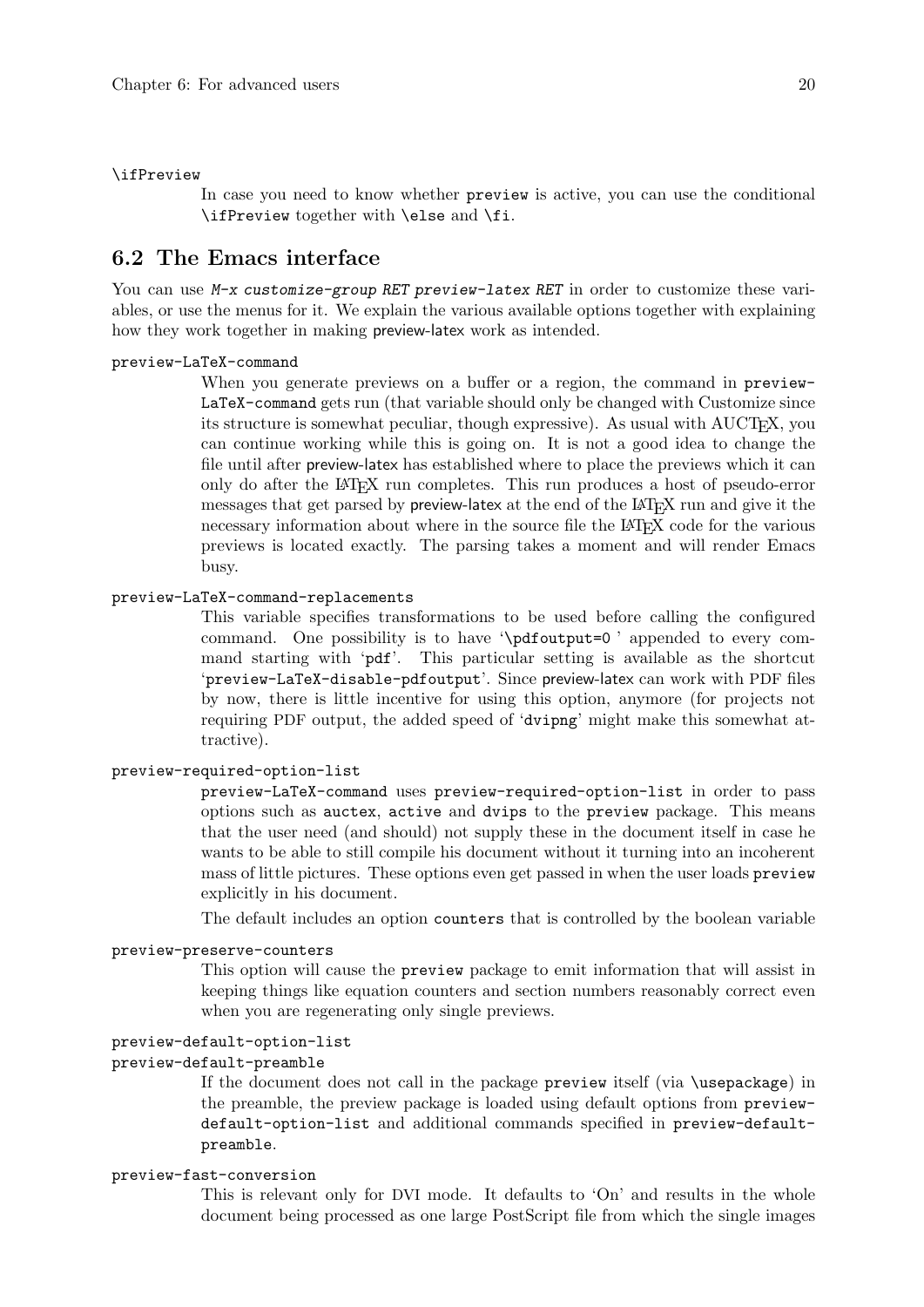`\ifPreview`

In case you need to know whether `preview` is active, you can use the conditional `\ifPreview` together with `\else` and `\fi`.

## 6.2 The Emacs interface

You can use *M-x customize-group RET preview-latex RET* in order to customize these variables, or use the menus for it. We explain the various available options together with explaining how they work together in making preview-latex work as intended.

`preview-LaTeX-command`

When you generate previews on a buffer or a region, the command in `preview-LaTeX-command` gets run (that variable should only be changed with Customize since its structure is somewhat peculiar, though expressive). As usual with AUCTEX, you can continue working while this is going on. It is not a good idea to change the file until after preview-latex has established where to place the previews which it can only do after the LATEX run completes. This run produces a host of pseudo-error messages that get parsed by preview-latex at the end of the LATEX run and give it the necessary information about where in the source file the LATEX code for the various previews is located exactly. The parsing takes a moment and will render Emacs busy.

`preview-LaTeX-command-replacements`

This variable specifies transformations to be used before calling the configured command. One possibility is to have '`\pdfoutput=0` ' appended to every command starting with '`pdf`'. This particular setting is available as the shortcut '`preview-LaTeX-disable-pdfoutput`'. Since preview-latex can work with PDF files by now, there is little incentive for using this option, anymore (for projects not requiring PDF output, the added speed of '`dvipng`' might make this somewhat attractive).

`preview-required-option-list`

`preview-LaTeX-command` uses `preview-required-option-list` in order to pass options such as `auctex`, `active` and `dvips` to the `preview` package. This means that the user need (and should) not supply these in the document itself in case he wants to be able to still compile his document without it turning into an incoherent mass of little pictures. These options even get passed in when the user loads `preview` explicitly in his document.

The default includes an option `counters` that is controlled by the boolean variable

`preview-preserve-counters`

This option will cause the `preview` package to emit information that will assist in keeping things like equation counters and section numbers reasonably correct even when you are regenerating only single previews.

`preview-default-option-list`
`preview-default-preamble`

If the document does not call in the package `preview` itself (via `\usepackage`) in the preamble, the preview package is loaded using default options from `preview-default-option-list` and additional commands specified in `preview-default-preamble`.

`preview-fast-conversion`

This is relevant only for DVI mode. It defaults to 'On' and results in the whole document being processed as one large PostScript file from which the single images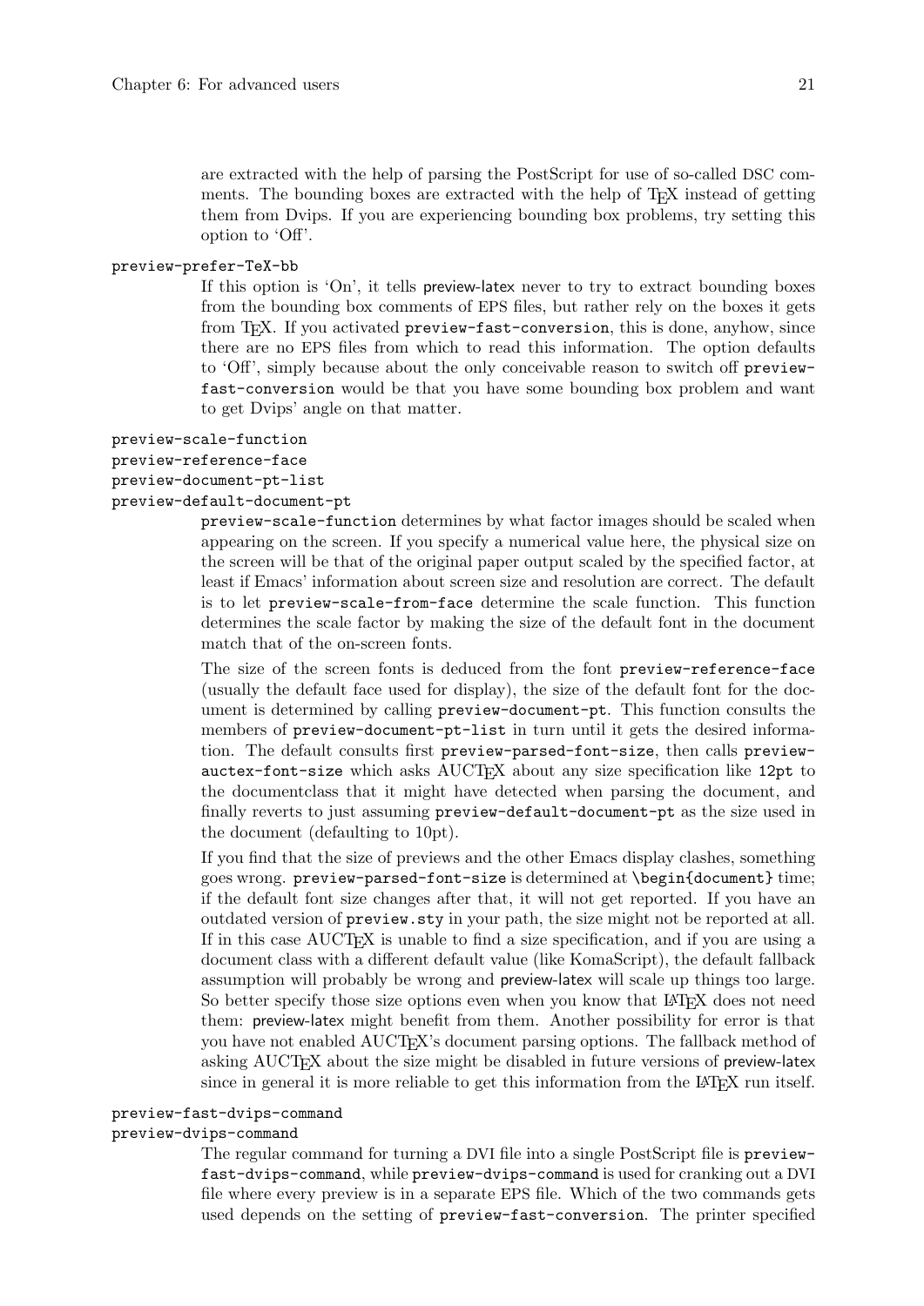are extracted with the help of parsing the PostScript for use of so-called DSC comments. The bounding boxes are extracted with the help of TeX instead of getting them from Dvips. If you are experiencing bounding box problems, try setting this option to 'Off'.

`preview-prefer-TeX-bb`

If this option is 'On', it tells preview-latex never to try to extract bounding boxes from the bounding box comments of EPS files, but rather rely on the boxes it gets from TeX. If you activated `preview-fast-conversion`, this is done, anyhow, since there are no EPS files from which to read this information. The option defaults to 'Off', simply because about the only conceivable reason to switch off `preview-fast-conversion` would be that you have some bounding box problem and want to get Dvips' angle on that matter.

`preview-scale-function`
`preview-reference-face`
`preview-document-pt-list`
`preview-default-document-pt`

`preview-scale-function` determines by what factor images should be scaled when appearing on the screen. If you specify a numerical value here, the physical size on the screen will be that of the original paper output scaled by the specified factor, at least if Emacs' information about screen size and resolution are correct. The default is to let `preview-scale-from-face` determine the scale function. This function determines the scale factor by making the size of the default font in the document match that of the on-screen fonts.

The size of the screen fonts is deduced from the font `preview-reference-face` (usually the default face used for display), the size of the default font for the document is determined by calling `preview-document-pt`. This function consults the members of `preview-document-pt-list` in turn until it gets the desired information. The default consults first `preview-parsed-font-size`, then calls `preview-auctex-font-size` which asks AUCTeX about any size specification like `12pt` to the documentclass that it might have detected when parsing the document, and finally reverts to just assuming `preview-default-document-pt` as the size used in the document (defaulting to 10pt).

If you find that the size of previews and the other Emacs display clashes, something goes wrong. `preview-parsed-font-size` is determined at `\begin{document}` time; if the default font size changes after that, it will not get reported. If you have an outdated version of `preview.sty` in your path, the size might not be reported at all. If in this case AUCTeX is unable to find a size specification, and if you are using a document class with a different default value (like KomaScript), the default fallback assumption will probably be wrong and preview-latex will scale up things too large. So better specify those size options even when you know that LaTeX does not need them: preview-latex might benefit from them. Another possibility for error is that you have not enabled AUCTeX's document parsing options. The fallback method of asking AUCTeX about the size might be disabled in future versions of preview-latex since in general it is more reliable to get this information from the LaTeX run itself.

`preview-fast-dvips-command`
`preview-dvips-command`

The regular command for turning a DVI file into a single PostScript file is `preview-fast-dvips-command`, while `preview-dvips-command` is used for cranking out a DVI file where every preview is in a separate EPS file. Which of the two commands gets used depends on the setting of `preview-fast-conversion`. The printer specified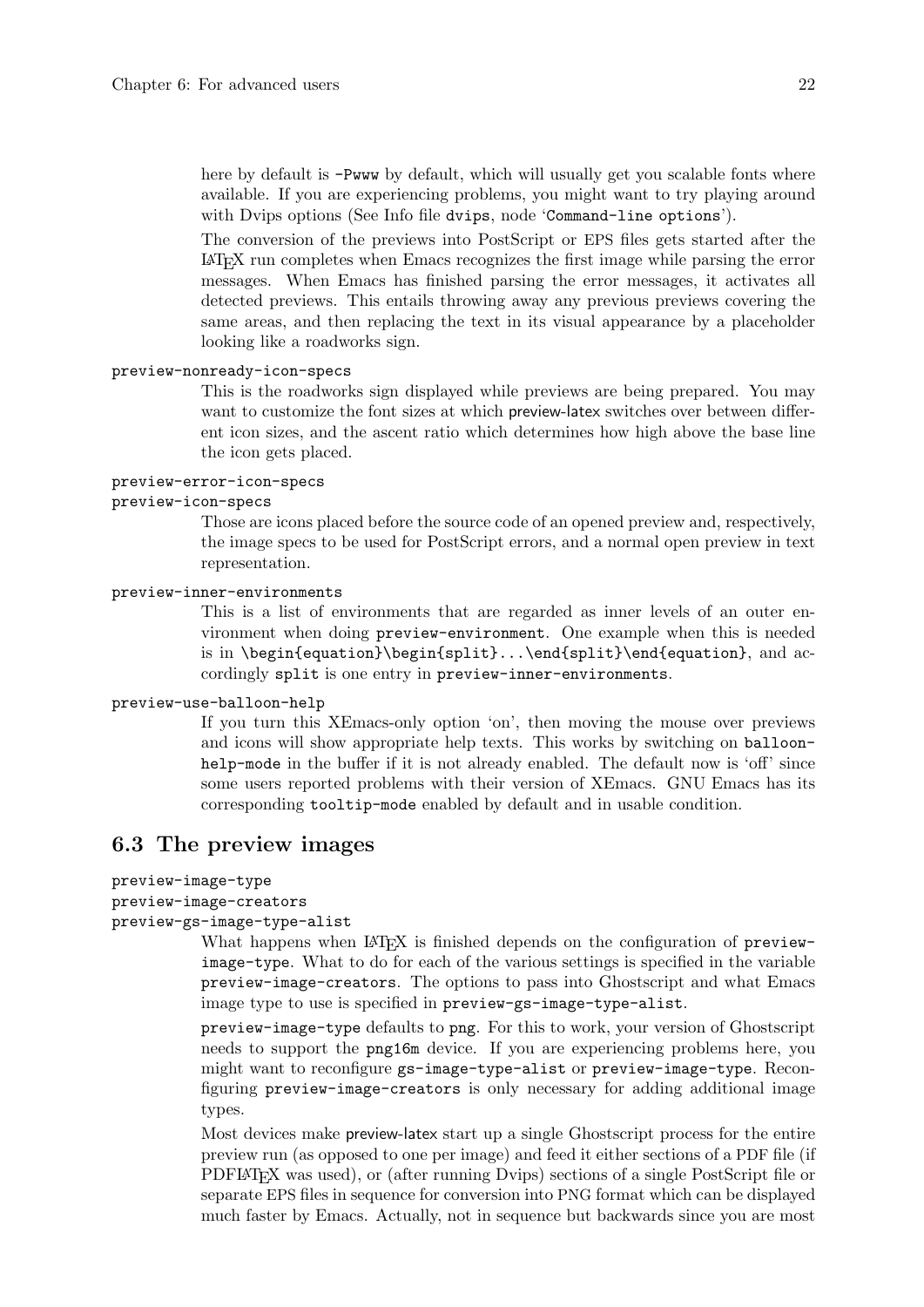here by default is `-Pwww` by default, which will usually get you scalable fonts where available. If you are experiencing problems, you might want to try playing around with Dvips options (See Info file `dvips`, node '`Command-line options`').

The conversion of the previews into PostScript or EPS files gets started after the LaTeX run completes when Emacs recognizes the first image while parsing the error messages. When Emacs has finished parsing the error messages, it activates all detected previews. This entails throwing away any previous previews covering the same areas, and then replacing the text in its visual appearance by a placeholder looking like a roadworks sign.

`preview-nonready-icon-specs`

This is the roadworks sign displayed while previews are being prepared. You may want to customize the font sizes at which preview-latex switches over between different icon sizes, and the ascent ratio which determines how high above the base line the icon gets placed.

`preview-error-icon-specs`
`preview-icon-specs`

Those are icons placed before the source code of an opened preview and, respectively, the image specs to be used for PostScript errors, and a normal open preview in text representation.

`preview-inner-environments`

This is a list of environments that are regarded as inner levels of an outer environment when doing `preview-environment`. One example when this is needed is in `\begin{equation}\begin{split}...\end{split}\end{equation}`, and accordingly `split` is one entry in `preview-inner-environments`.

`preview-use-balloon-help`

If you turn this XEmacs-only option 'on', then moving the mouse over previews and icons will show appropriate help texts. This works by switching on `balloon-help-mode` in the buffer if it is not already enabled. The default now is 'off' since some users reported problems with their version of XEmacs. GNU Emacs has its corresponding `tooltip-mode` enabled by default and in usable condition.

## 6.3 The preview images

`preview-image-type`
`preview-image-creators`
`preview-gs-image-type-alist`

What happens when LaTeX is finished depends on the configuration of `preview-image-type`. What to do for each of the various settings is specified in the variable `preview-image-creators`. The options to pass into Ghostscript and what Emacs image type to use is specified in `preview-gs-image-type-alist`.

`preview-image-type` defaults to `png`. For this to work, your version of Ghostscript needs to support the `png16m` device. If you are experiencing problems here, you might want to reconfigure `gs-image-type-alist` or `preview-image-type`. Reconfiguring `preview-image-creators` is only necessary for adding additional image types.

Most devices make preview-latex start up a single Ghostscript process for the entire preview run (as opposed to one per image) and feed it either sections of a PDF file (if PDFLaTeX was used), or (after running Dvips) sections of a single PostScript file or separate EPS files in sequence for conversion into PNG format which can be displayed much faster by Emacs. Actually, not in sequence but backwards since you are most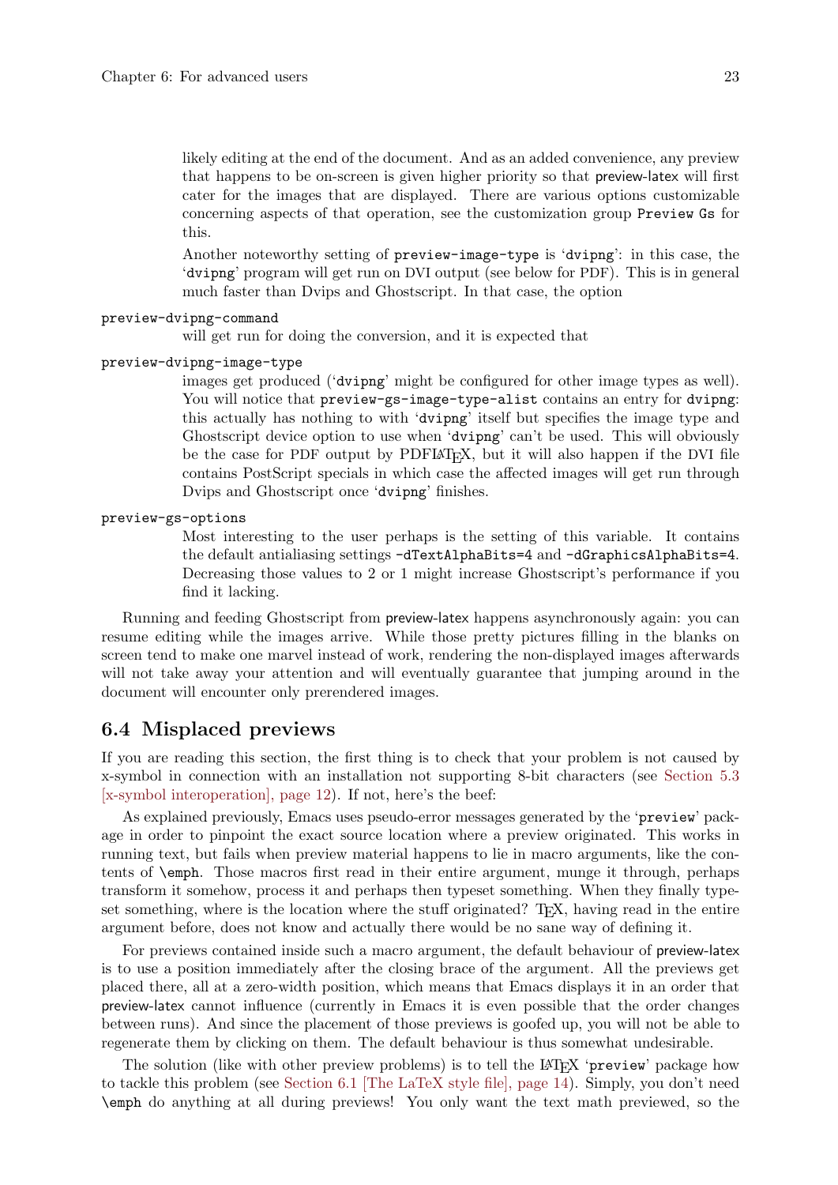likely editing at the end of the document. And as an added convenience, any preview that happens to be on-screen is given higher priority so that preview-latex will first cater for the images that are displayed. There are various options customizable concerning aspects of that operation, see the customization group `Preview Gs` for this.

Another noteworthy setting of `preview-image-type` is '`dvipng`': in this case, the '`dvipng`' program will get run on DVI output (see below for PDF). This is in general much faster than Dvips and Ghostscript. In that case, the option

`preview-dvipng-command`
: will get run for doing the conversion, and it is expected that

`preview-dvipng-image-type`
: images get produced ('`dvipng`' might be configured for other image types as well). You will notice that `preview-gs-image-type-alist` contains an entry for `dvipng`: this actually has nothing to with '`dvipng`' itself but specifies the image type and Ghostscript device option to use when '`dvipng`' can't be used. This will obviously be the case for PDF output by PDFLaTeX, but it will also happen if the DVI file contains PostScript specials in which case the affected images will get run through Dvips and Ghostscript once '`dvipng`' finishes.

`preview-gs-options`
: Most interesting to the user perhaps is the setting of this variable. It contains the default antialiasing settings `-dTextAlphaBits=4` and `-dGraphicsAlphaBits=4`. Decreasing those values to 2 or 1 might increase Ghostscript's performance if you find it lacking.

Running and feeding Ghostscript from preview-latex happens asynchronously again: you can resume editing while the images arrive. While those pretty pictures filling in the blanks on screen tend to make one marvel instead of work, rendering the non-displayed images afterwards will not take away your attention and will eventually guarantee that jumping around in the document will encounter only prerendered images.

## 6.4 Misplaced previews

If you are reading this section, the first thing is to check that your problem is not caused by x-symbol in connection with an installation not supporting 8-bit characters (see Section 5.3 [x-symbol interoperation], page 12). If not, here's the beef:

As explained previously, Emacs uses pseudo-error messages generated by the '`preview`' package in order to pinpoint the exact source location where a preview originated. This works in running text, but fails when preview material happens to lie in macro arguments, like the contents of `\emph`. Those macros first read in their entire argument, munge it through, perhaps transform it somehow, process it and perhaps then typeset something. When they finally typeset something, where is the location where the stuff originated? TeX, having read in the entire argument before, does not know and actually there would be no sane way of defining it.

For previews contained inside such a macro argument, the default behaviour of preview-latex is to use a position immediately after the closing brace of the argument. All the previews get placed there, all at a zero-width position, which means that Emacs displays it in an order that preview-latex cannot influence (currently in Emacs it is even possible that the order changes between runs). And since the placement of those previews is goofed up, you will not be able to regenerate them by clicking on them. The default behaviour is thus somewhat undesirable.

The solution (like with other preview problems) is to tell the LaTeX '`preview`' package how to tackle this problem (see Section 6.1 [The LaTeX style file], page 14). Simply, you don't need `\emph` do anything at all during previews! You only want the text math previewed, so the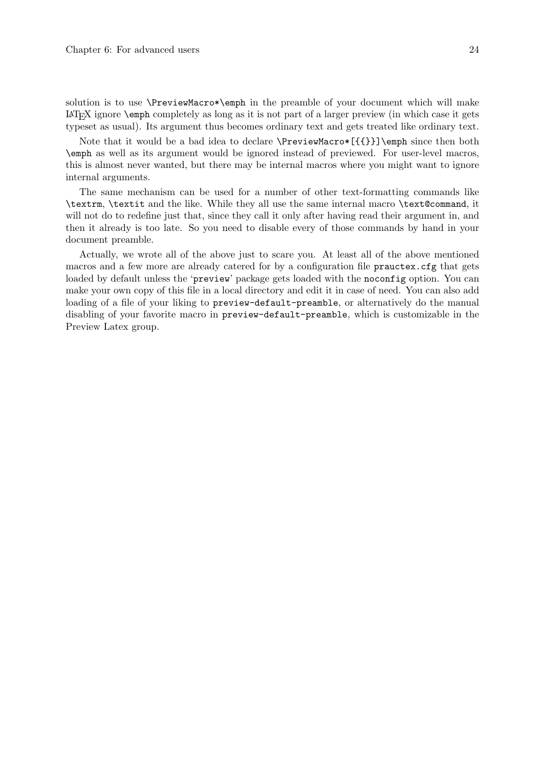solution is to use `\PreviewMacro*\emph` in the preamble of your document which will make LaTeX ignore `\emph` completely as long as it is not part of a larger preview (in which case it gets typeset as usual). Its argument thus becomes ordinary text and gets treated like ordinary text.

Note that it would be a bad idea to declare `\PreviewMacro*[{{}}]\emph` since then both `\emph` as well as its argument would be ignored instead of previewed. For user-level macros, this is almost never wanted, but there may be internal macros where you might want to ignore internal arguments.

The same mechanism can be used for a number of other text-formatting commands like `\textrm`, `\textit` and the like. While they all use the same internal macro `\text@command`, it will not do to redefine just that, since they call it only after having read their argument in, and then it already is too late. So you need to disable every of those commands by hand in your document preamble.

Actually, we wrote all of the above just to scare you. At least all of the above mentioned macros and a few more are already catered for by a configuration file `prauctex.cfg` that gets loaded by default unless the '`preview`' package gets loaded with the `noconfig` option. You can make your own copy of this file in a local directory and edit it in case of need. You can also add loading of a file of your liking to `preview-default-preamble`, or alternatively do the manual disabling of your favorite macro in `preview-default-preamble`, which is customizable in the Preview Latex group.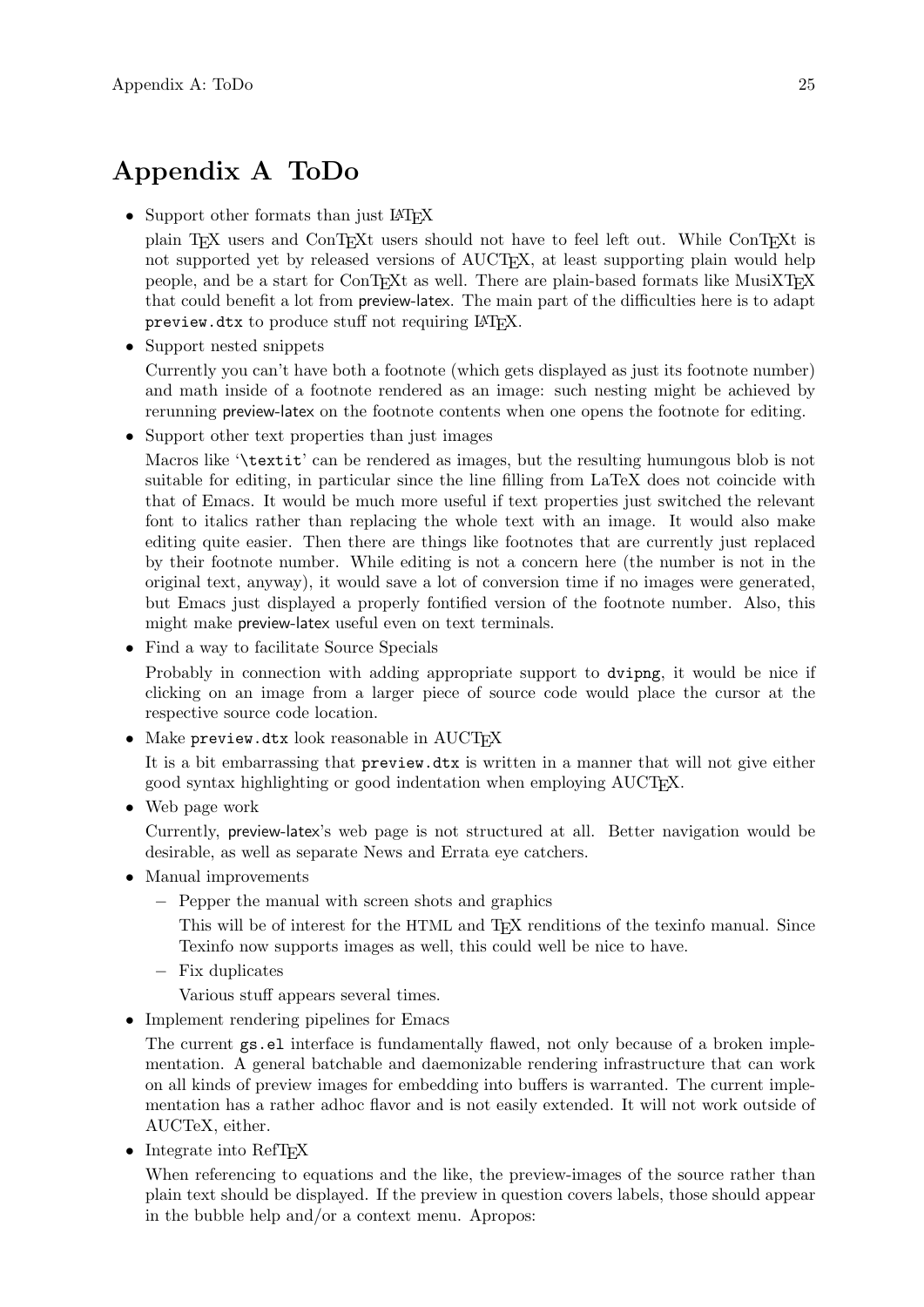# Appendix A ToDo

- Support other formats than just LaTeX

  plain TeX users and ConTeXt users should not have to feel left out. While ConTeXt is not supported yet by released versions of AUCTeX, at least supporting plain would help people, and be a start for ConTeXt as well. There are plain-based formats like MusiXTeX that could benefit a lot from preview-latex. The main part of the difficulties here is to adapt `preview.dtx` to produce stuff not requiring LaTeX.

- Support nested snippets

  Currently you can't have both a footnote (which gets displayed as just its footnote number) and math inside of a footnote rendered as an image: such nesting might be achieved by rerunning preview-latex on the footnote contents when one opens the footnote for editing.

- Support other text properties than just images

  Macros like '`\textit`' can be rendered as images, but the resulting humungous blob is not suitable for editing, in particular since the line filling from LaTeX does not coincide with that of Emacs. It would be much more useful if text properties just switched the relevant font to italics rather than replacing the whole text with an image. It would also make editing quite easier. Then there are things like footnotes that are currently just replaced by their footnote number. While editing is not a concern here (the number is not in the original text, anyway), it would save a lot of conversion time if no images were generated, but Emacs just displayed a properly fontified version of the footnote number. Also, this might make preview-latex useful even on text terminals.

- Find a way to facilitate Source Specials

  Probably in connection with adding appropriate support to `dvipng`, it would be nice if clicking on an image from a larger piece of source code would place the cursor at the respective source code location.

- Make `preview.dtx` look reasonable in AUCTeX

  It is a bit embarrassing that `preview.dtx` is written in a manner that will not give either good syntax highlighting or good indentation when employing AUCTeX.

- Web page work

  Currently, preview-latex's web page is not structured at all. Better navigation would be desirable, as well as separate News and Errata eye catchers.

- Manual improvements
  - Pepper the manual with screen shots and graphics

    This will be of interest for the HTML and TeX renditions of the texinfo manual. Since Texinfo now supports images as well, this could well be nice to have.

  - Fix duplicates

    Various stuff appears several times.

- Implement rendering pipelines for Emacs

  The current `gs.el` interface is fundamentally flawed, not only because of a broken implementation. A general batchable and daemonizable rendering infrastructure that can work on all kinds of preview images for embedding into buffers is warranted. The current implementation has a rather adhoc flavor and is not easily extended. It will not work outside of AUCTeX, either.

- Integrate into RefTeX

  When referencing to equations and the like, the preview-images of the source rather than plain text should be displayed. If the preview in question covers labels, those should appear in the bubble help and/or a context menu. Apropos: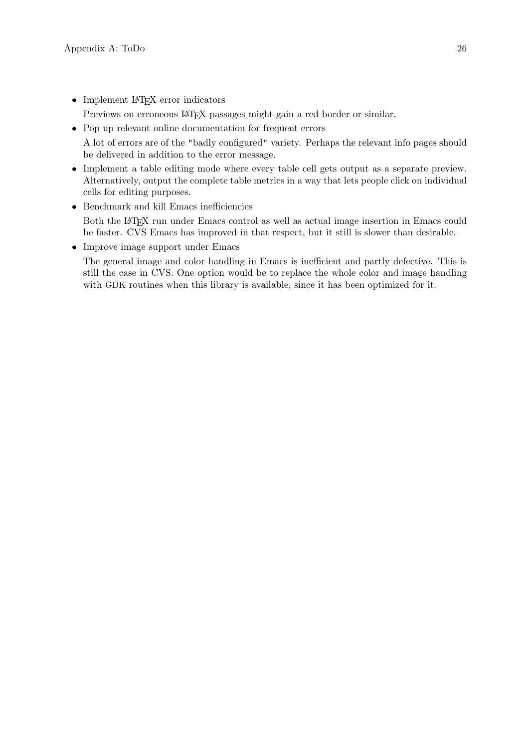- Implement LaTeX error indicators

  Previews on erroneous LaTeX passages might gain a red border or similar.

- Pop up relevant online documentation for frequent errors

  A lot of errors are of the "badly configured" variety. Perhaps the relevant info pages should be delivered in addition to the error message.

- Implement a table editing mode where every table cell gets output as a separate preview. Alternatively, output the complete table metrics in a way that lets people click on individual cells for editing purposes.

- Benchmark and kill Emacs inefficiencies

  Both the LaTeX run under Emacs control as well as actual image insertion in Emacs could be faster. CVS Emacs has improved in that respect, but it still is slower than desirable.

- Improve image support under Emacs

  The general image and color handling in Emacs is inefficient and partly defective. This is still the case in CVS. One option would be to replace the whole color and image handling with GDK routines when this library is available, since it has been optimized for it.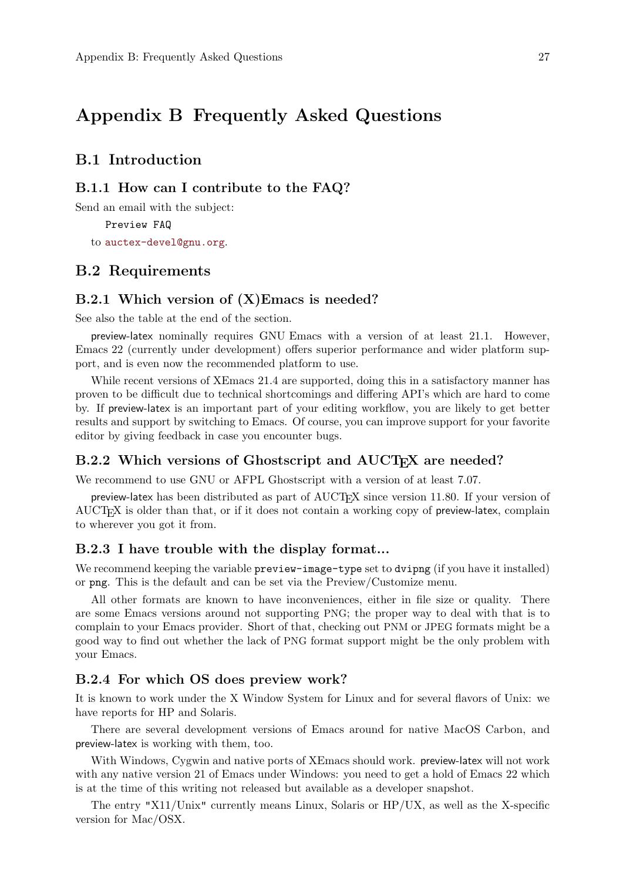# Appendix B Frequently Asked Questions

## B.1 Introduction

### B.1.1 How can I contribute to the FAQ?

Send an email with the subject:

```
Preview FAQ
```

to auctex-devel@gnu.org.

## B.2 Requirements

### B.2.1 Which version of (X)Emacs is needed?

See also the table at the end of the section.

preview-latex nominally requires GNU Emacs with a version of at least 21.1. However, Emacs 22 (currently under development) offers superior performance and wider platform support, and is even now the recommended platform to use.

While recent versions of XEmacs 21.4 are supported, doing this in a satisfactory manner has proven to be difficult due to technical shortcomings and differing API's which are hard to come by. If preview-latex is an important part of your editing workflow, you are likely to get better results and support by switching to Emacs. Of course, you can improve support for your favorite editor by giving feedback in case you encounter bugs.

### B.2.2 Which versions of Ghostscript and AUCTeX are needed?

We recommend to use GNU or AFPL Ghostscript with a version of at least 7.07.

preview-latex has been distributed as part of AUCTeX since version 11.80. If your version of AUCTeX is older than that, or if it does not contain a working copy of preview-latex, complain to wherever you got it from.

### B.2.3 I have trouble with the display format...

We recommend keeping the variable `preview-image-type` set to `dvipng` (if you have it installed) or `png`. This is the default and can be set via the Preview/Customize menu.

All other formats are known to have inconveniences, either in file size or quality. There are some Emacs versions around not supporting PNG; the proper way to deal with that is to complain to your Emacs provider. Short of that, checking out PNM or JPEG formats might be a good way to find out whether the lack of PNG format support might be the only problem with your Emacs.

### B.2.4 For which OS does preview work?

It is known to work under the X Window System for Linux and for several flavors of Unix: we have reports for HP and Solaris.

There are several development versions of Emacs around for native MacOS Carbon, and preview-latex is working with them, too.

With Windows, Cygwin and native ports of XEmacs should work. preview-latex will not work with any native version 21 of Emacs under Windows: you need to get a hold of Emacs 22 which is at the time of this writing not released but available as a developer snapshot.

The entry "X11/Unix" currently means Linux, Solaris or HP/UX, as well as the X-specific version for Mac/OSX.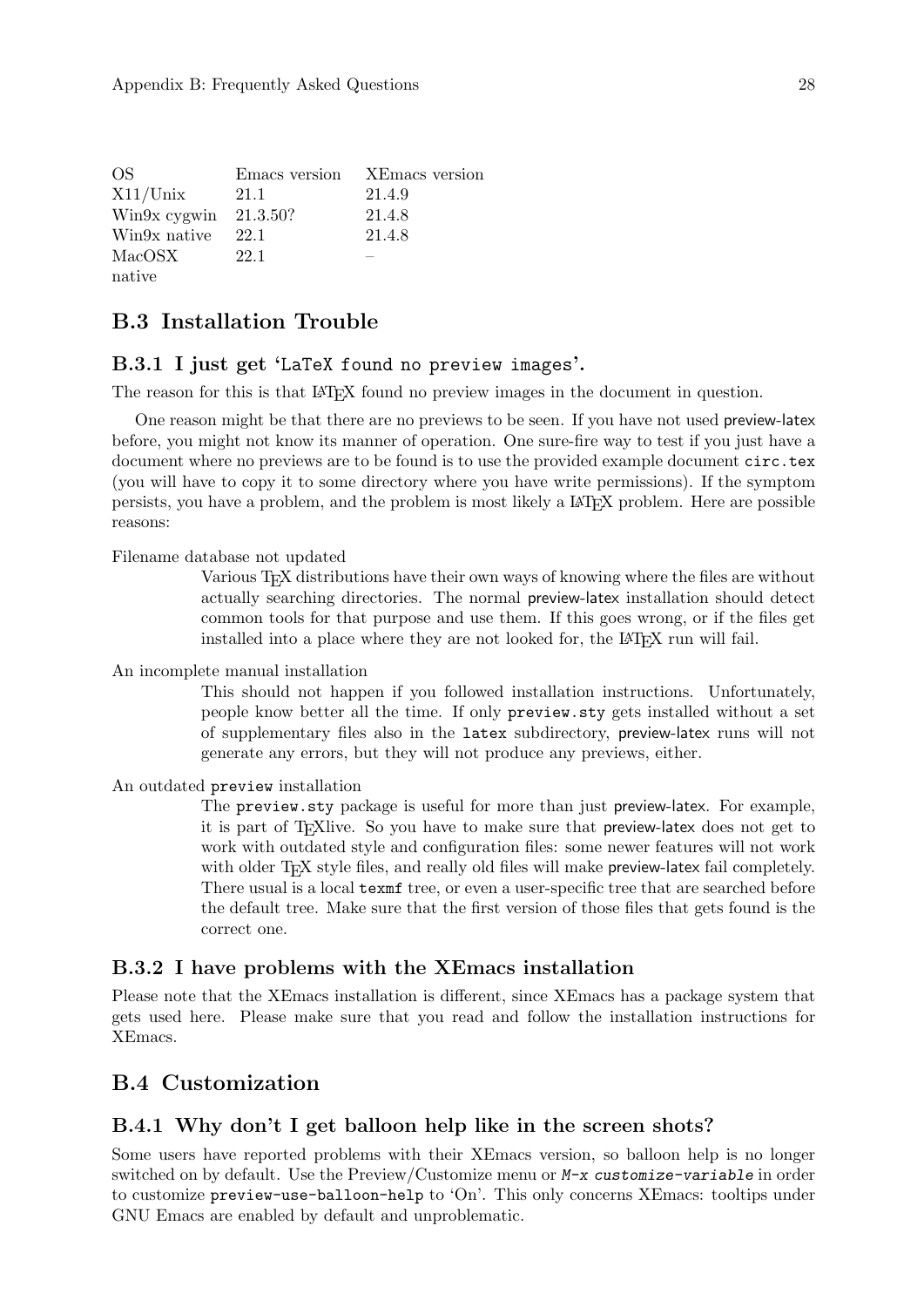| OS | Emacs version | XEmacs version |
|---|---|---|
| X11/Unix | 21.1 | 21.4.9 |
| Win9x cygwin | 21.3.50? | 21.4.8 |
| Win9x native | 22.1 | 21.4.8 |
| MacOSX native | 22.1 | – |

## B.3 Installation Trouble

### B.3.1 I just get '`LaTeX found no preview images`'.

The reason for this is that LaTeX found no preview images in the document in question.

One reason might be that there are no previews to be seen. If you have not used preview-latex before, you might not know its manner of operation. One sure-fire way to test if you just have a document where no previews are to be found is to use the provided example document `circ.tex` (you will have to copy it to some directory where you have write permissions). If the symptom persists, you have a problem, and the problem is most likely a LaTeX problem. Here are possible reasons:

Filename database not updated
: Various TeX distributions have their own ways of knowing where the files are without actually searching directories. The normal preview-latex installation should detect common tools for that purpose and use them. If this goes wrong, or if the files get installed into a place where they are not looked for, the LaTeX run will fail.

An incomplete manual installation
: This should not happen if you followed installation instructions. Unfortunately, people know better all the time. If only `preview.sty` gets installed without a set of supplementary files also in the `latex` subdirectory, preview-latex runs will not generate any errors, but they will not produce any previews, either.

An outdated `preview` installation
: The `preview.sty` package is useful for more than just preview-latex. For example, it is part of TeXlive. So you have to make sure that preview-latex does not get to work with outdated style and configuration files: some newer features will not work with older TeX style files, and really old files will make preview-latex fail completely. There usual is a local `texmf` tree, or even a user-specific tree that are searched before the default tree. Make sure that the first version of those files that gets found is the correct one.

### B.3.2 I have problems with the XEmacs installation

Please note that the XEmacs installation is different, since XEmacs has a package system that gets used here. Please make sure that you read and follow the installation instructions for XEmacs.

## B.4 Customization

### B.4.1 Why don't I get balloon help like in the screen shots?

Some users have reported problems with their XEmacs version, so balloon help is no longer switched on by default. Use the Preview/Customize menu or *`M-x customize-variable`* in order to customize `preview-use-balloon-help` to 'On'. This only concerns XEmacs: tooltips under GNU Emacs are enabled by default and unproblematic.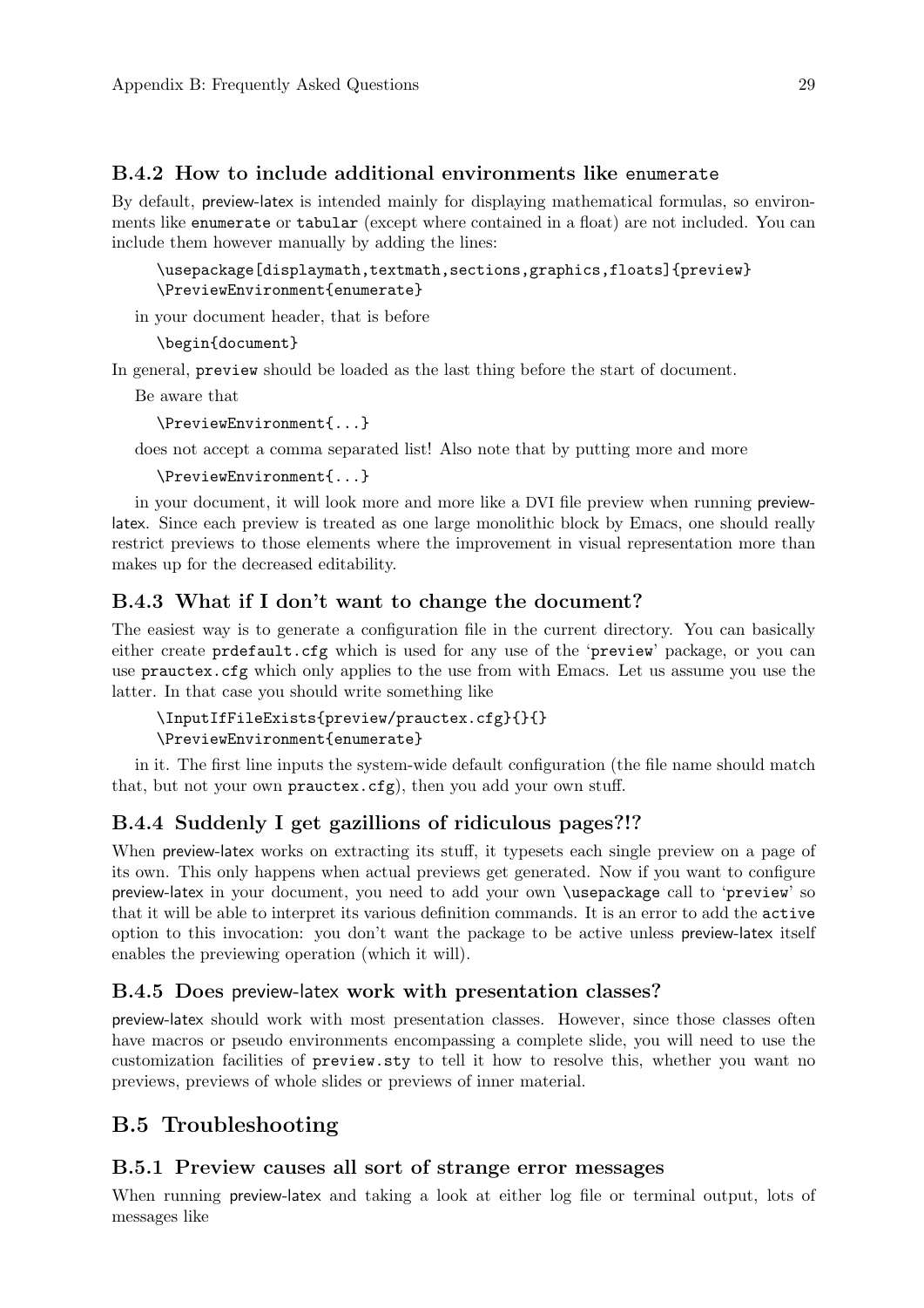### B.4.2 How to include additional environments like `enumerate`

By default, preview-latex is intended mainly for displaying mathematical formulas, so environments like `enumerate` or `tabular` (except where contained in a float) are not included. You can include them however manually by adding the lines:

```
\usepackage[displaymath,textmath,sections,graphics,floats]{preview}
\PreviewEnvironment{enumerate}
```

in your document header, that is before

```
\begin{document}
```

In general, `preview` should be loaded as the last thing before the start of document.

Be aware that

```
\PreviewEnvironment{...}
```

does not accept a comma separated list! Also note that by putting more and more

```
\PreviewEnvironment{...}
```

in your document, it will look more and more like a DVI file preview when running preview-latex. Since each preview is treated as one large monolithic block by Emacs, one should really restrict previews to those elements where the improvement in visual representation more than makes up for the decreased editability.

### B.4.3 What if I don't want to change the document?

The easiest way is to generate a configuration file in the current directory. You can basically either create `prdefault.cfg` which is used for any use of the '`preview`' package, or you can use `prauctex.cfg` which only applies to the use from with Emacs. Let us assume you use the latter. In that case you should write something like

```
\InputIfFileExists{preview/prauctex.cfg}{}{}
\PreviewEnvironment{enumerate}
```

in it. The first line inputs the system-wide default configuration (the file name should match that, but not your own `prauctex.cfg`), then you add your own stuff.

### B.4.4 Suddenly I get gazillions of ridiculous pages?!?

When preview-latex works on extracting its stuff, it typesets each single preview on a page of its own. This only happens when actual previews get generated. Now if you want to configure preview-latex in your document, you need to add your own `\usepackage` call to '`preview`' so that it will be able to interpret its various definition commands. It is an error to add the `active` option to this invocation: you don't want the package to be active unless preview-latex itself enables the previewing operation (which it will).

### B.4.5 Does preview-latex work with presentation classes?

preview-latex should work with most presentation classes. However, since those classes often have macros or pseudo environments encompassing a complete slide, you will need to use the customization facilities of `preview.sty` to tell it how to resolve this, whether you want no previews, previews of whole slides or previews of inner material.

## B.5 Troubleshooting

### B.5.1 Preview causes all sort of strange error messages

When running preview-latex and taking a look at either log file or terminal output, lots of messages like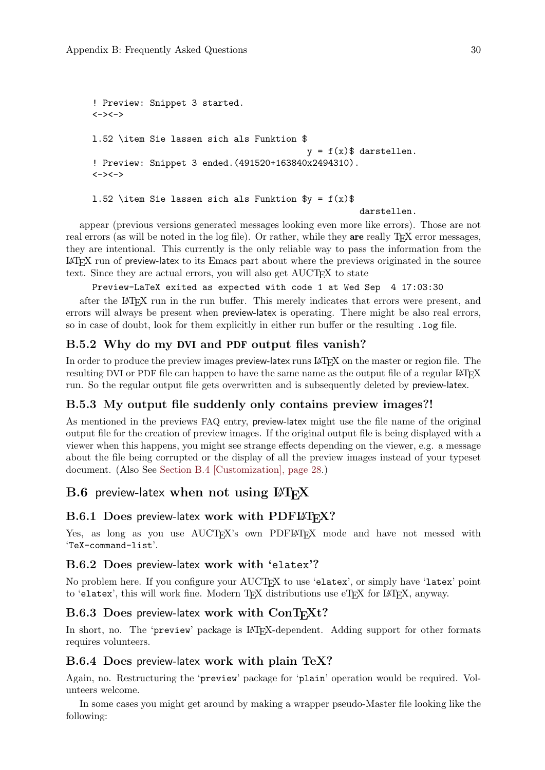```
! Preview: Snippet 3 started.
<-><->

l.52 \item Sie lassen sich als Funktion $
                                           y = f(x)$ darstellen.
! Preview: Snippet 3 ended.(491520+163840x2494310).
<-><->

l.52 \item Sie lassen sich als Funktion $y = f(x)$
                                                      darstellen.
```

appear (previous versions generated messages looking even more like errors). Those are not real errors (as will be noted in the log file). Or rather, while they **are** really TeX error messages, they are intentional. This currently is the only reliable way to pass the information from the LaTeX run of preview-latex to its Emacs part about where the previews originated in the source text. Since they are actual errors, you will also get AUCTeX to state

```
Preview-LaTeX exited as expected with code 1 at Wed Sep  4 17:03:30
```

after the LaTeX run in the run buffer. This merely indicates that errors were present, and errors will always be present when preview-latex is operating. There might be also real errors, so in case of doubt, look for them explicitly in either run buffer or the resulting `.log` file.

### B.5.2 Why do my DVI and PDF output files vanish?

In order to produce the preview images preview-latex runs LaTeX on the master or region file. The resulting DVI or PDF file can happen to have the same name as the output file of a regular LaTeX run. So the regular output file gets overwritten and is subsequently deleted by preview-latex.

### B.5.3 My output file suddenly only contains preview images?!

As mentioned in the previews FAQ entry, preview-latex might use the file name of the original output file for the creation of preview images. If the original output file is being displayed with a viewer when this happens, you might see strange effects depending on the viewer, e.g. a message about the file being corrupted or the display of all the preview images instead of your typeset document. (Also See Section B.4 [Customization], page 28.)

## B.6 preview-latex when not using LaTeX

### B.6.1 Does preview-latex work with PDFLaTeX?

Yes, as long as you use AUCTeX's own PDFLaTeX mode and have not messed with '`TeX-command-list`'.

### B.6.2 Does preview-latex work with '`elatex`'?

No problem here. If you configure your AUCTeX to use '`elatex`', or simply have '`latex`' point to '`elatex`', this will work fine. Modern TeX distributions use eTeX for LaTeX, anyway.

### B.6.3 Does preview-latex work with ConTeXt?

In short, no. The '`preview`' package is LaTeX-dependent. Adding support for other formats requires volunteers.

### B.6.4 Does preview-latex work with plain TeX?

Again, no. Restructuring the '`preview`' package for '`plain`' operation would be required. Volunteers welcome.

In some cases you might get around by making a wrapper pseudo-Master file looking like the following: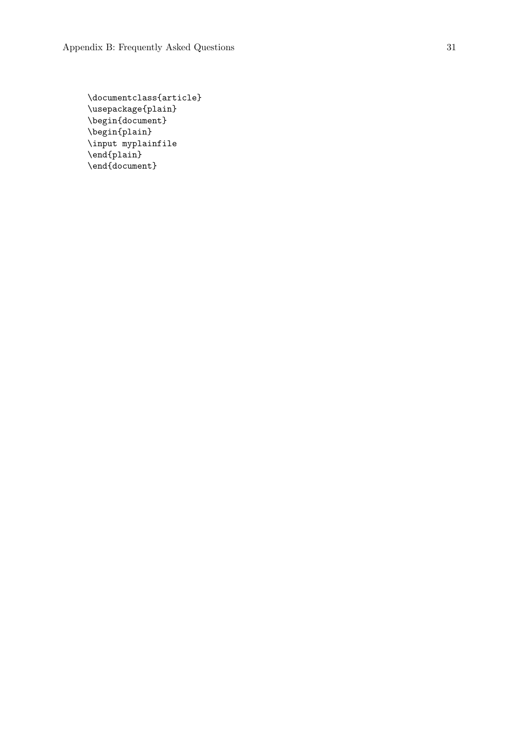```
\documentclass{article}
\usepackage{plain}
\begin{document}
\begin{plain}
\input myplainfile
\end{plain}
\end{document}
```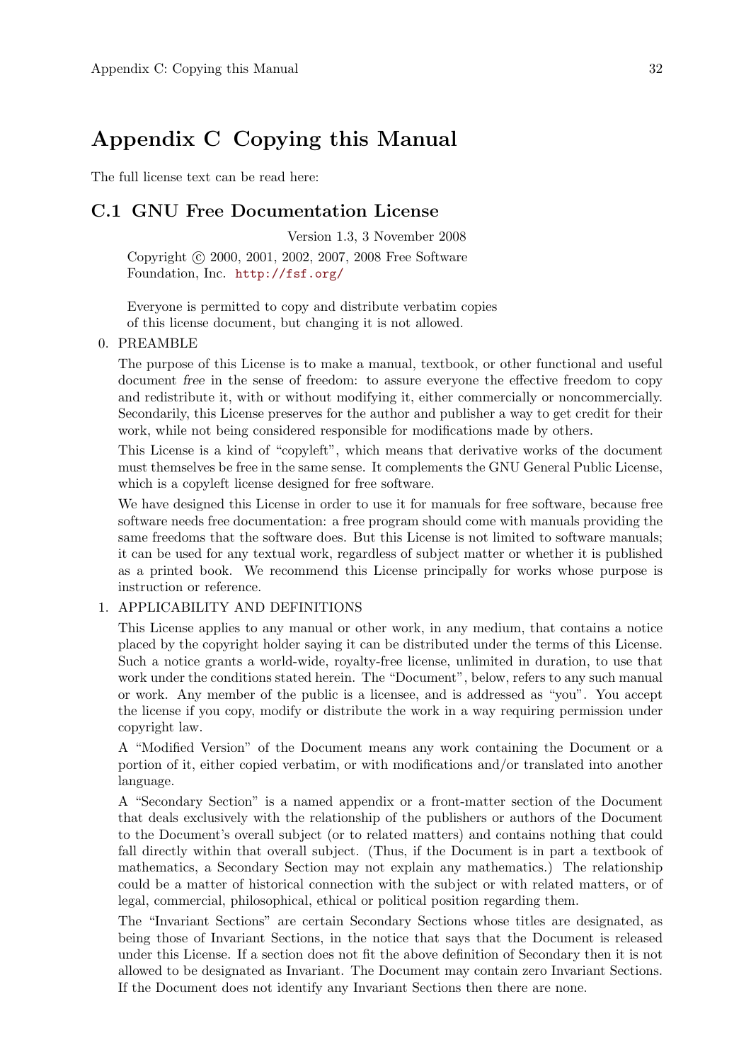# Appendix C Copying this Manual

The full license text can be read here:

## C.1 GNU Free Documentation License

Version 1.3, 3 November 2008

> Copyright © 2000, 2001, 2002, 2007, 2008 Free Software Foundation, Inc. http://fsf.org/
>
> Everyone is permitted to copy and distribute verbatim copies of this license document, but changing it is not allowed.

0. PREAMBLE

   The purpose of this License is to make a manual, textbook, or other functional and useful document *free* in the sense of freedom: to assure everyone the effective freedom to copy and redistribute it, with or without modifying it, either commercially or noncommercially. Secondarily, this License preserves for the author and publisher a way to get credit for their work, while not being considered responsible for modifications made by others.

   This License is a kind of "copyleft", which means that derivative works of the document must themselves be free in the same sense. It complements the GNU General Public License, which is a copyleft license designed for free software.

   We have designed this License in order to use it for manuals for free software, because free software needs free documentation: a free program should come with manuals providing the same freedoms that the software does. But this License is not limited to software manuals; it can be used for any textual work, regardless of subject matter or whether it is published as a printed book. We recommend this License principally for works whose purpose is instruction or reference.

1. APPLICABILITY AND DEFINITIONS

   This License applies to any manual or other work, in any medium, that contains a notice placed by the copyright holder saying it can be distributed under the terms of this License. Such a notice grants a world-wide, royalty-free license, unlimited in duration, to use that work under the conditions stated herein. The "Document", below, refers to any such manual or work. Any member of the public is a licensee, and is addressed as "you". You accept the license if you copy, modify or distribute the work in a way requiring permission under copyright law.

   A "Modified Version" of the Document means any work containing the Document or a portion of it, either copied verbatim, or with modifications and/or translated into another language.

   A "Secondary Section" is a named appendix or a front-matter section of the Document that deals exclusively with the relationship of the publishers or authors of the Document to the Document's overall subject (or to related matters) and contains nothing that could fall directly within that overall subject. (Thus, if the Document is in part a textbook of mathematics, a Secondary Section may not explain any mathematics.) The relationship could be a matter of historical connection with the subject or with related matters, or of legal, commercial, philosophical, ethical or political position regarding them.

   The "Invariant Sections" are certain Secondary Sections whose titles are designated, as being those of Invariant Sections, in the notice that says that the Document is released under this License. If a section does not fit the above definition of Secondary then it is not allowed to be designated as Invariant. The Document may contain zero Invariant Sections. If the Document does not identify any Invariant Sections then there are none.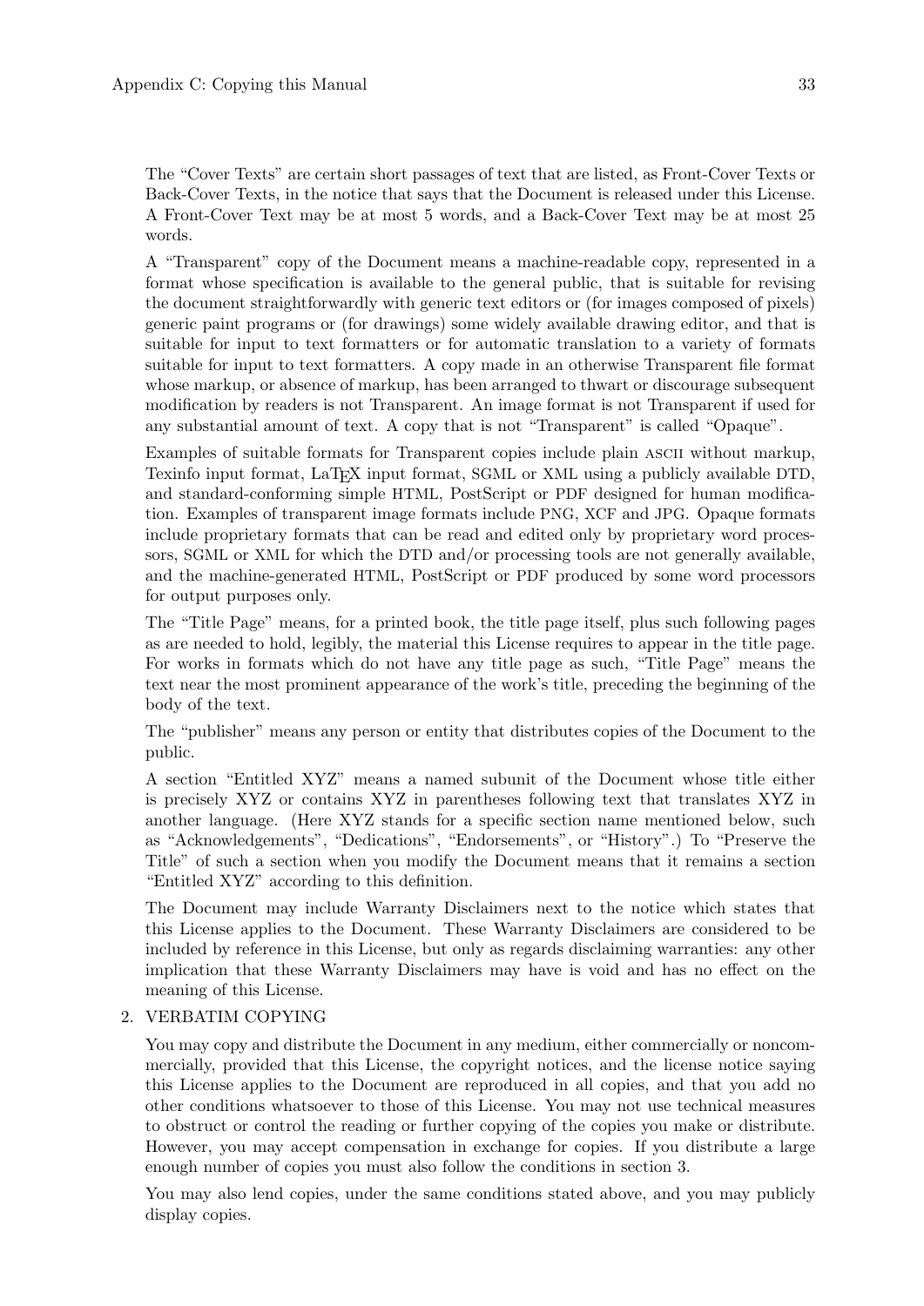The "Cover Texts" are certain short passages of text that are listed, as Front-Cover Texts or Back-Cover Texts, in the notice that says that the Document is released under this License. A Front-Cover Text may be at most 5 words, and a Back-Cover Text may be at most 25 words.

A "Transparent" copy of the Document means a machine-readable copy, represented in a format whose specification is available to the general public, that is suitable for revising the document straightforwardly with generic text editors or (for images composed of pixels) generic paint programs or (for drawings) some widely available drawing editor, and that is suitable for input to text formatters or for automatic translation to a variety of formats suitable for input to text formatters. A copy made in an otherwise Transparent file format whose markup, or absence of markup, has been arranged to thwart or discourage subsequent modification by readers is not Transparent. An image format is not Transparent if used for any substantial amount of text. A copy that is not "Transparent" is called "Opaque".

Examples of suitable formats for Transparent copies include plain ASCII without markup, Texinfo input format, LaTeX input format, SGML or XML using a publicly available DTD, and standard-conforming simple HTML, PostScript or PDF designed for human modification. Examples of transparent image formats include PNG, XCF and JPG. Opaque formats include proprietary formats that can be read and edited only by proprietary word processors, SGML or XML for which the DTD and/or processing tools are not generally available, and the machine-generated HTML, PostScript or PDF produced by some word processors for output purposes only.

The "Title Page" means, for a printed book, the title page itself, plus such following pages as are needed to hold, legibly, the material this License requires to appear in the title page. For works in formats which do not have any title page as such, "Title Page" means the text near the most prominent appearance of the work's title, preceding the beginning of the body of the text.

The "publisher" means any person or entity that distributes copies of the Document to the public.

A section "Entitled XYZ" means a named subunit of the Document whose title either is precisely XYZ or contains XYZ in parentheses following text that translates XYZ in another language. (Here XYZ stands for a specific section name mentioned below, such as "Acknowledgements", "Dedications", "Endorsements", or "History".) To "Preserve the Title" of such a section when you modify the Document means that it remains a section "Entitled XYZ" according to this definition.

The Document may include Warranty Disclaimers next to the notice which states that this License applies to the Document. These Warranty Disclaimers are considered to be included by reference in this License, but only as regards disclaiming warranties: any other implication that these Warranty Disclaimers may have is void and has no effect on the meaning of this License.

2. VERBATIM COPYING

   You may copy and distribute the Document in any medium, either commercially or noncommercially, provided that this License, the copyright notices, and the license notice saying this License applies to the Document are reproduced in all copies, and that you add no other conditions whatsoever to those of this License. You may not use technical measures to obstruct or control the reading or further copying of the copies you make or distribute. However, you may accept compensation in exchange for copies. If you distribute a large enough number of copies you must also follow the conditions in section 3.

   You may also lend copies, under the same conditions stated above, and you may publicly display copies.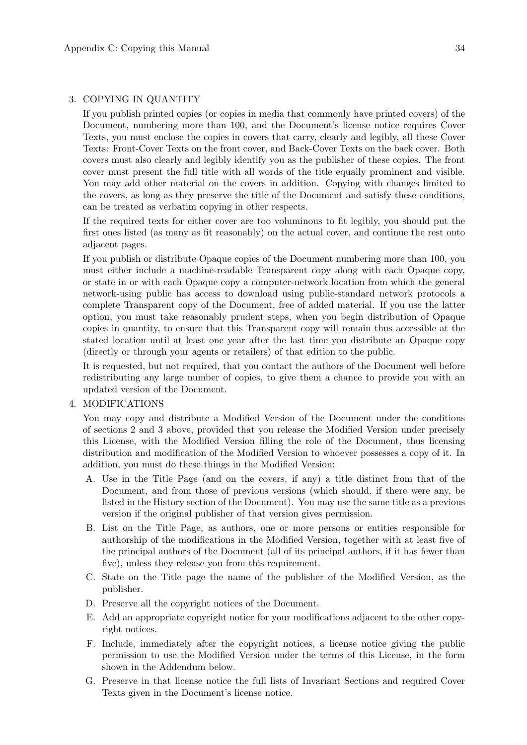3. COPYING IN QUANTITY

   If you publish printed copies (or copies in media that commonly have printed covers) of the Document, numbering more than 100, and the Document's license notice requires Cover Texts, you must enclose the copies in covers that carry, clearly and legibly, all these Cover Texts: Front-Cover Texts on the front cover, and Back-Cover Texts on the back cover. Both covers must also clearly and legibly identify you as the publisher of these copies. The front cover must present the full title with all words of the title equally prominent and visible. You may add other material on the covers in addition. Copying with changes limited to the covers, as long as they preserve the title of the Document and satisfy these conditions, can be treated as verbatim copying in other respects.

   If the required texts for either cover are too voluminous to fit legibly, you should put the first ones listed (as many as fit reasonably) on the actual cover, and continue the rest onto adjacent pages.

   If you publish or distribute Opaque copies of the Document numbering more than 100, you must either include a machine-readable Transparent copy along with each Opaque copy, or state in or with each Opaque copy a computer-network location from which the general network-using public has access to download using public-standard network protocols a complete Transparent copy of the Document, free of added material. If you use the latter option, you must take reasonably prudent steps, when you begin distribution of Opaque copies in quantity, to ensure that this Transparent copy will remain thus accessible at the stated location until at least one year after the last time you distribute an Opaque copy (directly or through your agents or retailers) of that edition to the public.

   It is requested, but not required, that you contact the authors of the Document well before redistributing any large number of copies, to give them a chance to provide you with an updated version of the Document.

4. MODIFICATIONS

   You may copy and distribute a Modified Version of the Document under the conditions of sections 2 and 3 above, provided that you release the Modified Version under precisely this License, with the Modified Version filling the role of the Document, thus licensing distribution and modification of the Modified Version to whoever possesses a copy of it. In addition, you must do these things in the Modified Version:

   A. Use in the Title Page (and on the covers, if any) a title distinct from that of the Document, and from those of previous versions (which should, if there were any, be listed in the History section of the Document). You may use the same title as a previous version if the original publisher of that version gives permission.

   B. List on the Title Page, as authors, one or more persons or entities responsible for authorship of the modifications in the Modified Version, together with at least five of the principal authors of the Document (all of its principal authors, if it has fewer than five), unless they release you from this requirement.

   C. State on the Title page the name of the publisher of the Modified Version, as the publisher.

   D. Preserve all the copyright notices of the Document.

   E. Add an appropriate copyright notice for your modifications adjacent to the other copyright notices.

   F. Include, immediately after the copyright notices, a license notice giving the public permission to use the Modified Version under the terms of this License, in the form shown in the Addendum below.

   G. Preserve in that license notice the full lists of Invariant Sections and required Cover Texts given in the Document's license notice.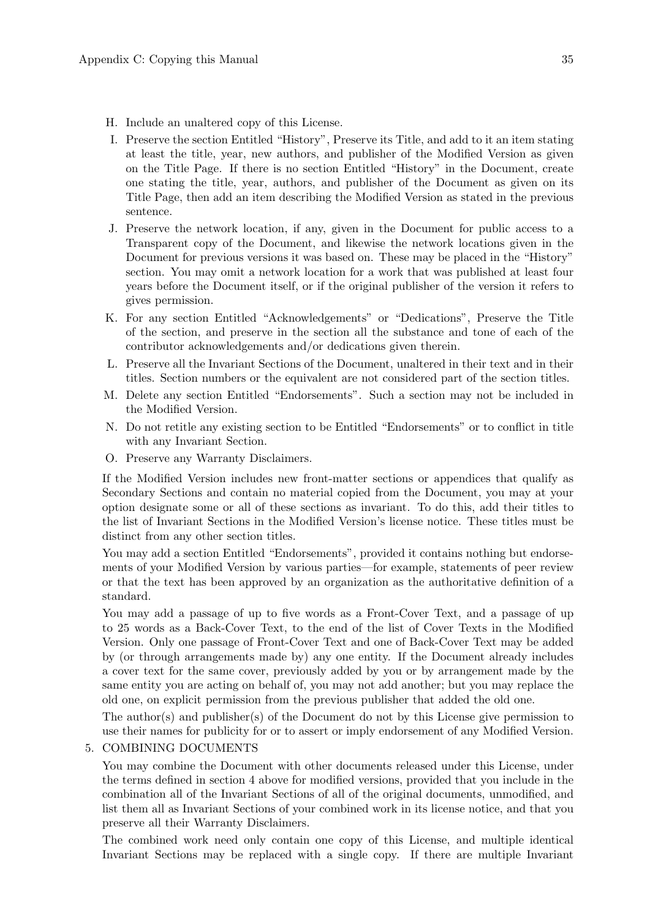H. Include an unaltered copy of this License.

I. Preserve the section Entitled "History", Preserve its Title, and add to it an item stating at least the title, year, new authors, and publisher of the Modified Version as given on the Title Page. If there is no section Entitled "History" in the Document, create one stating the title, year, authors, and publisher of the Document as given on its Title Page, then add an item describing the Modified Version as stated in the previous sentence.

J. Preserve the network location, if any, given in the Document for public access to a Transparent copy of the Document, and likewise the network locations given in the Document for previous versions it was based on. These may be placed in the "History" section. You may omit a network location for a work that was published at least four years before the Document itself, or if the original publisher of the version it refers to gives permission.

K. For any section Entitled "Acknowledgements" or "Dedications", Preserve the Title of the section, and preserve in the section all the substance and tone of each of the contributor acknowledgements and/or dedications given therein.

L. Preserve all the Invariant Sections of the Document, unaltered in their text and in their titles. Section numbers or the equivalent are not considered part of the section titles.

M. Delete any section Entitled "Endorsements". Such a section may not be included in the Modified Version.

N. Do not retitle any existing section to be Entitled "Endorsements" or to conflict in title with any Invariant Section.

O. Preserve any Warranty Disclaimers.

If the Modified Version includes new front-matter sections or appendices that qualify as Secondary Sections and contain no material copied from the Document, you may at your option designate some or all of these sections as invariant. To do this, add their titles to the list of Invariant Sections in the Modified Version's license notice. These titles must be distinct from any other section titles.

You may add a section Entitled "Endorsements", provided it contains nothing but endorsements of your Modified Version by various parties—for example, statements of peer review or that the text has been approved by an organization as the authoritative definition of a standard.

You may add a passage of up to five words as a Front-Cover Text, and a passage of up to 25 words as a Back-Cover Text, to the end of the list of Cover Texts in the Modified Version. Only one passage of Front-Cover Text and one of Back-Cover Text may be added by (or through arrangements made by) any one entity. If the Document already includes a cover text for the same cover, previously added by you or by arrangement made by the same entity you are acting on behalf of, you may not add another; but you may replace the old one, on explicit permission from the previous publisher that added the old one.

The author(s) and publisher(s) of the Document do not by this License give permission to use their names for publicity for or to assert or imply endorsement of any Modified Version.

5. COMBINING DOCUMENTS

   You may combine the Document with other documents released under this License, under the terms defined in section 4 above for modified versions, provided that you include in the combination all of the Invariant Sections of all of the original documents, unmodified, and list them all as Invariant Sections of your combined work in its license notice, and that you preserve all their Warranty Disclaimers.

   The combined work need only contain one copy of this License, and multiple identical Invariant Sections may be replaced with a single copy. If there are multiple Invariant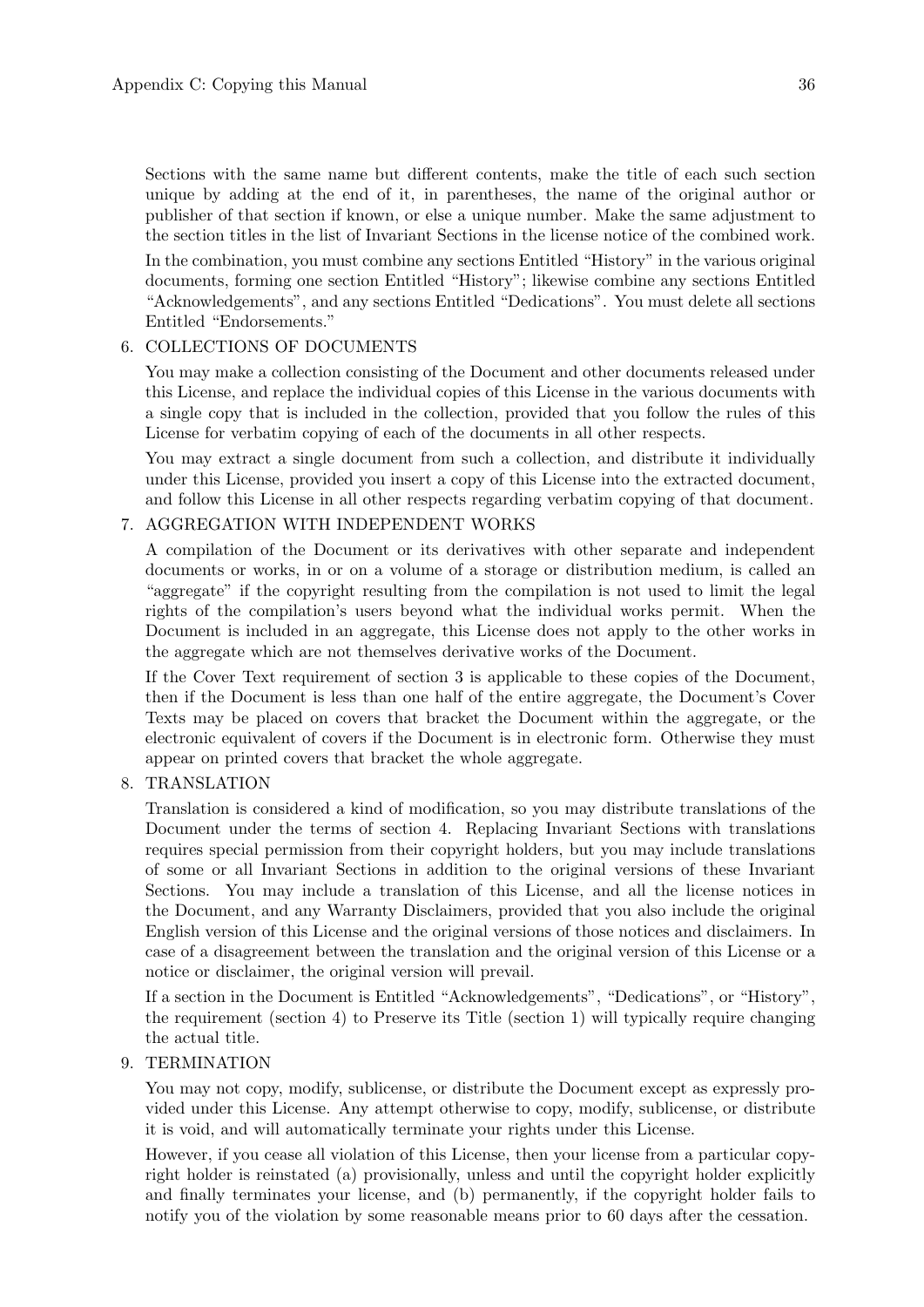Sections with the same name but different contents, make the title of each such section unique by adding at the end of it, in parentheses, the name of the original author or publisher of that section if known, or else a unique number. Make the same adjustment to the section titles in the list of Invariant Sections in the license notice of the combined work.

In the combination, you must combine any sections Entitled "History" in the various original documents, forming one section Entitled "History"; likewise combine any sections Entitled "Acknowledgements", and any sections Entitled "Dedications". You must delete all sections Entitled "Endorsements."

6. COLLECTIONS OF DOCUMENTS

   You may make a collection consisting of the Document and other documents released under this License, and replace the individual copies of this License in the various documents with a single copy that is included in the collection, provided that you follow the rules of this License for verbatim copying of each of the documents in all other respects.

   You may extract a single document from such a collection, and distribute it individually under this License, provided you insert a copy of this License into the extracted document, and follow this License in all other respects regarding verbatim copying of that document.

7. AGGREGATION WITH INDEPENDENT WORKS

   A compilation of the Document or its derivatives with other separate and independent documents or works, in or on a volume of a storage or distribution medium, is called an "aggregate" if the copyright resulting from the compilation is not used to limit the legal rights of the compilation's users beyond what the individual works permit. When the Document is included in an aggregate, this License does not apply to the other works in the aggregate which are not themselves derivative works of the Document.

   If the Cover Text requirement of section 3 is applicable to these copies of the Document, then if the Document is less than one half of the entire aggregate, the Document's Cover Texts may be placed on covers that bracket the Document within the aggregate, or the electronic equivalent of covers if the Document is in electronic form. Otherwise they must appear on printed covers that bracket the whole aggregate.

8. TRANSLATION

   Translation is considered a kind of modification, so you may distribute translations of the Document under the terms of section 4. Replacing Invariant Sections with translations requires special permission from their copyright holders, but you may include translations of some or all Invariant Sections in addition to the original versions of these Invariant Sections. You may include a translation of this License, and all the license notices in the Document, and any Warranty Disclaimers, provided that you also include the original English version of this License and the original versions of those notices and disclaimers. In case of a disagreement between the translation and the original version of this License or a notice or disclaimer, the original version will prevail.

   If a section in the Document is Entitled "Acknowledgements", "Dedications", or "History", the requirement (section 4) to Preserve its Title (section 1) will typically require changing the actual title.

9. TERMINATION

   You may not copy, modify, sublicense, or distribute the Document except as expressly provided under this License. Any attempt otherwise to copy, modify, sublicense, or distribute it is void, and will automatically terminate your rights under this License.

   However, if you cease all violation of this License, then your license from a particular copyright holder is reinstated (a) provisionally, unless and until the copyright holder explicitly and finally terminates your license, and (b) permanently, if the copyright holder fails to notify you of the violation by some reasonable means prior to 60 days after the cessation.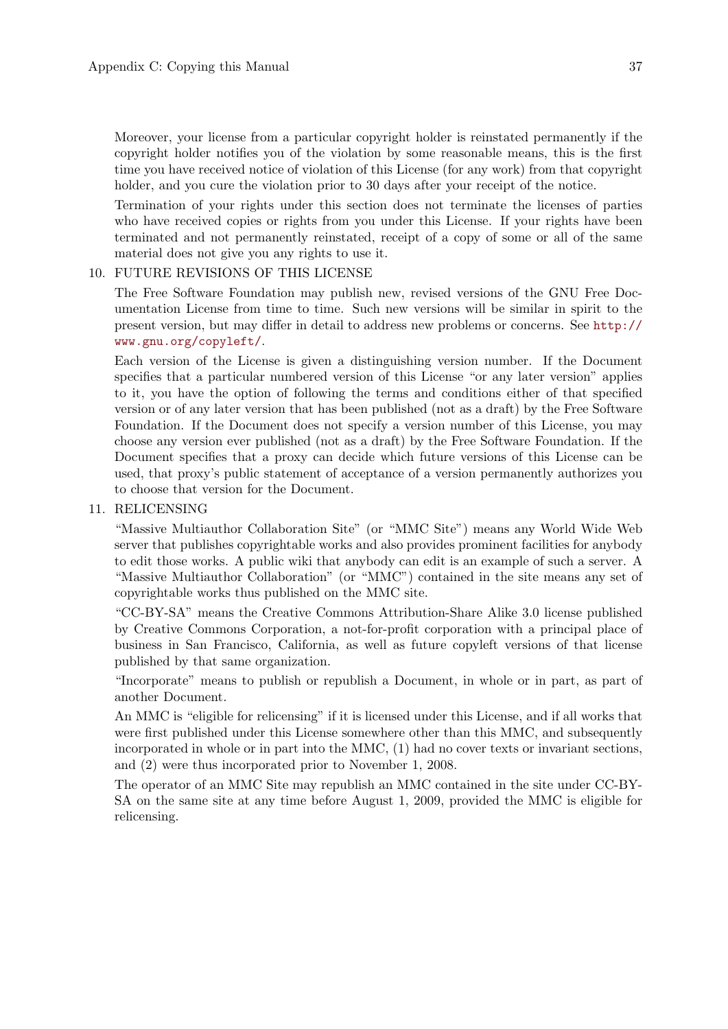Moreover, your license from a particular copyright holder is reinstated permanently if the copyright holder notifies you of the violation by some reasonable means, this is the first time you have received notice of violation of this License (for any work) from that copyright holder, and you cure the violation prior to 30 days after your receipt of the notice.

Termination of your rights under this section does not terminate the licenses of parties who have received copies or rights from you under this License. If your rights have been terminated and not permanently reinstated, receipt of a copy of some or all of the same material does not give you any rights to use it.

10. FUTURE REVISIONS OF THIS LICENSE

    The Free Software Foundation may publish new, revised versions of the GNU Free Documentation License from time to time. Such new versions will be similar in spirit to the present version, but may differ in detail to address new problems or concerns. See http://www.gnu.org/copyleft/.

    Each version of the License is given a distinguishing version number. If the Document specifies that a particular numbered version of this License "or any later version" applies to it, you have the option of following the terms and conditions either of that specified version or of any later version that has been published (not as a draft) by the Free Software Foundation. If the Document does not specify a version number of this License, you may choose any version ever published (not as a draft) by the Free Software Foundation. If the Document specifies that a proxy can decide which future versions of this License can be used, that proxy's public statement of acceptance of a version permanently authorizes you to choose that version for the Document.

11. RELICENSING

    "Massive Multiauthor Collaboration Site" (or "MMC Site") means any World Wide Web server that publishes copyrightable works and also provides prominent facilities for anybody to edit those works. A public wiki that anybody can edit is an example of such a server. A "Massive Multiauthor Collaboration" (or "MMC") contained in the site means any set of copyrightable works thus published on the MMC site.

    "CC-BY-SA" means the Creative Commons Attribution-Share Alike 3.0 license published by Creative Commons Corporation, a not-for-profit corporation with a principal place of business in San Francisco, California, as well as future copyleft versions of that license published by that same organization.

    "Incorporate" means to publish or republish a Document, in whole or in part, as part of another Document.

    An MMC is "eligible for relicensing" if it is licensed under this License, and if all works that were first published under this License somewhere other than this MMC, and subsequently incorporated in whole or in part into the MMC, (1) had no cover texts or invariant sections, and (2) were thus incorporated prior to November 1, 2008.

    The operator of an MMC Site may republish an MMC contained in the site under CC-BY-SA on the same site at any time before August 1, 2009, provided the MMC is eligible for relicensing.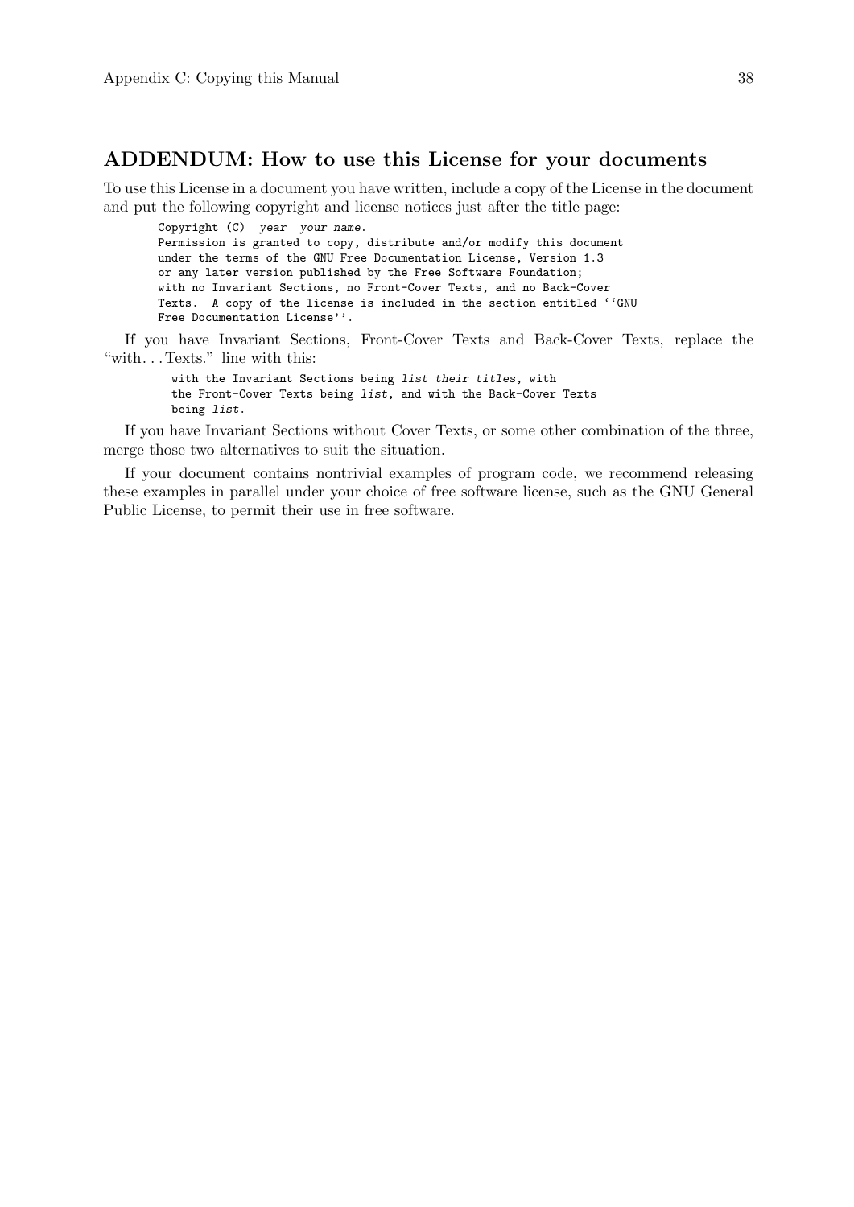## ADDENDUM: How to use this License for your documents

To use this License in a document you have written, include a copy of the License in the document and put the following copyright and license notices just after the title page:

```
Copyright (C)  year  your name.
Permission is granted to copy, distribute and/or modify this document
under the terms of the GNU Free Documentation License, Version 1.3
or any later version published by the Free Software Foundation;
with no Invariant Sections, no Front-Cover Texts, and no Back-Cover
Texts.  A copy of the license is included in the section entitled ``GNU
Free Documentation License''.
```

If you have Invariant Sections, Front-Cover Texts and Back-Cover Texts, replace the "with. . . Texts." line with this:

```
with the Invariant Sections being list their titles, with
the Front-Cover Texts being list, and with the Back-Cover Texts
being list.
```

If you have Invariant Sections without Cover Texts, or some other combination of the three, merge those two alternatives to suit the situation.

If your document contains nontrivial examples of program code, we recommend releasing these examples in parallel under your choice of free software license, such as the GNU General Public License, to permit their use in free software.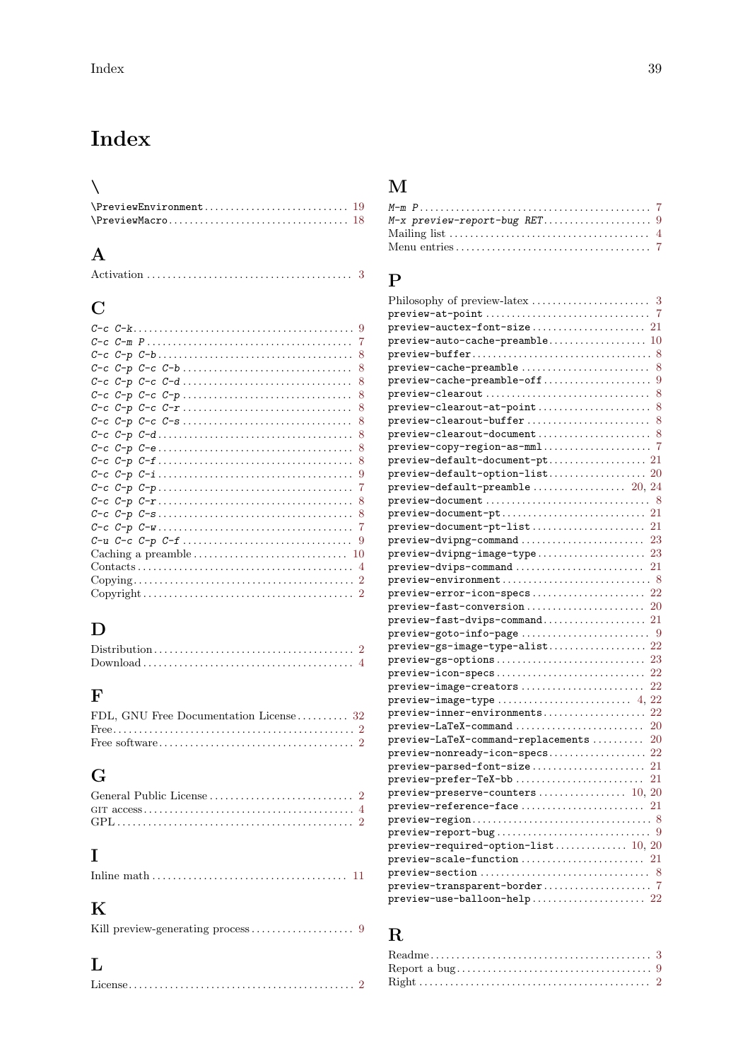# Index

## \

`\PreviewEnvironment` .......... 19
`\PreviewMacro` .......... 18

## A

Activation .......... 3

## C

*C-c C-k* .......... 9
*C-c C-m P* .......... 7
*C-c C-p C-b* .......... 8
*C-c C-p C-c C-b* .......... 8
*C-c C-p C-c C-d* .......... 8
*C-c C-p C-c C-p* .......... 8
*C-c C-p C-c C-r* .......... 8
*C-c C-p C-c C-s* .......... 8
*C-c C-p C-d* .......... 8
*C-c C-p C-e* .......... 8
*C-c C-p C-f* .......... 8
*C-c C-p C-i* .......... 9
*C-c C-p C-p* .......... 7
*C-c C-p C-r* .......... 8
*C-c C-p C-s* .......... 8
*C-c C-p C-w* .......... 7
*C-u C-c C-p C-f* .......... 9
Caching a preamble .......... 10
Contacts .......... 4
Copying .......... 2
Copyright .......... 2

## D

Distribution .......... 2
Download .......... 4

## F

FDL, GNU Free Documentation License .......... 32
Free .......... 2
Free software .......... 2

## G

General Public License .......... 2
GIT access .......... 4
GPL .......... 2

## I

Inline math .......... 11

## K

Kill preview-generating process .......... 9

## L

License .......... 2

## M

*M-m P* .......... 7
*M-x preview-report-bug RET* .......... 9
Mailing list .......... 4
Menu entries .......... 7

## P

Philosophy of preview-latex .......... 3
`preview-at-point` .......... 7
`preview-auctex-font-size` .......... 21
`preview-auto-cache-preamble` .......... 10
`preview-buffer` .......... 8
`preview-cache-preamble` .......... 8
`preview-cache-preamble-off` .......... 9
`preview-clearout` .......... 8
`preview-clearout-at-point` .......... 8
`preview-clearout-buffer` .......... 8
`preview-clearout-document` .......... 8
`preview-copy-region-as-mml` .......... 7
`preview-default-document-pt` .......... 21
`preview-default-option-list` .......... 20
`preview-default-preamble` .......... 20, 24
`preview-document` .......... 8
`preview-document-pt` .......... 21
`preview-document-pt-list` .......... 21
`preview-dvipng-command` .......... 23
`preview-dvipng-image-type` .......... 23
`preview-dvips-command` .......... 21
`preview-environment` .......... 8
`preview-error-icon-specs` .......... 22
`preview-fast-conversion` .......... 20
`preview-fast-dvips-command` .......... 21
`preview-goto-info-page` .......... 9
`preview-gs-image-type-alist` .......... 22
`preview-gs-options` .......... 23
`preview-icon-specs` .......... 22
`preview-image-creators` .......... 22
`preview-image-type` .......... 4, 22
`preview-inner-environments` .......... 22
`preview-LaTeX-command` .......... 20
`preview-LaTeX-command-replacements` .......... 20
`preview-nonready-icon-specs` .......... 22
`preview-parsed-font-size` .......... 21
`preview-prefer-TeX-bb` .......... 21
`preview-preserve-counters` .......... 10, 20
`preview-reference-face` .......... 21
`preview-region` .......... 8
`preview-report-bug` .......... 9
`preview-required-option-list` .......... 10, 20
`preview-scale-function` .......... 21
`preview-section` .......... 8
`preview-transparent-border` .......... 7
`preview-use-balloon-help` .......... 22

## R

Readme .......... 3
Report a bug .......... 9
Right .......... 2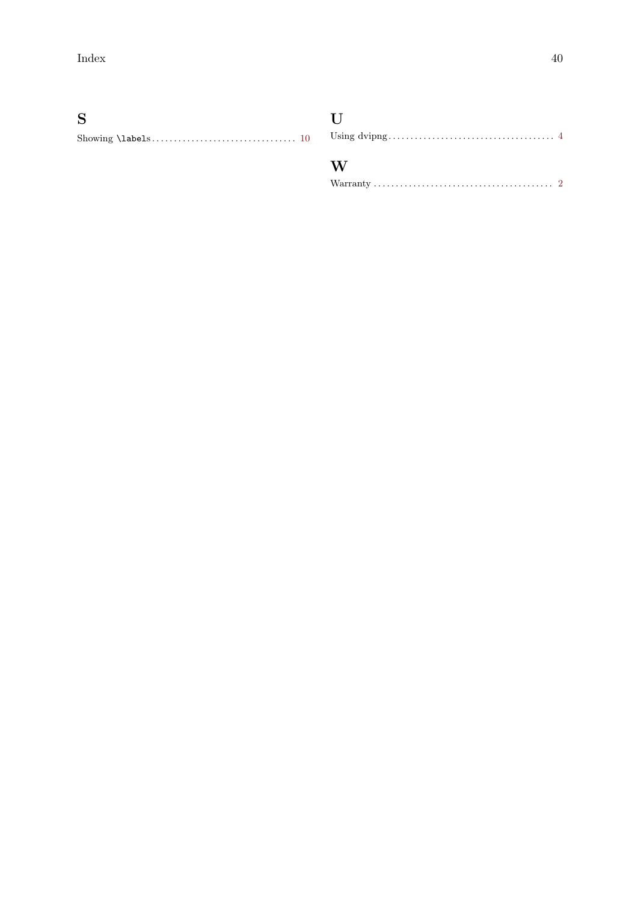## S

Showing `\labels` . . . . . . . . . . . . . . . . . . . . . . . . . . . . . . . . 10

## U

Using dvipng . . . . . . . . . . . . . . . . . . . . . . . . . . . . . . . . . . . . . 4

## W

Warranty . . . . . . . . . . . . . . . . . . . . . . . . . . . . . . . . . . . . . . . . 2